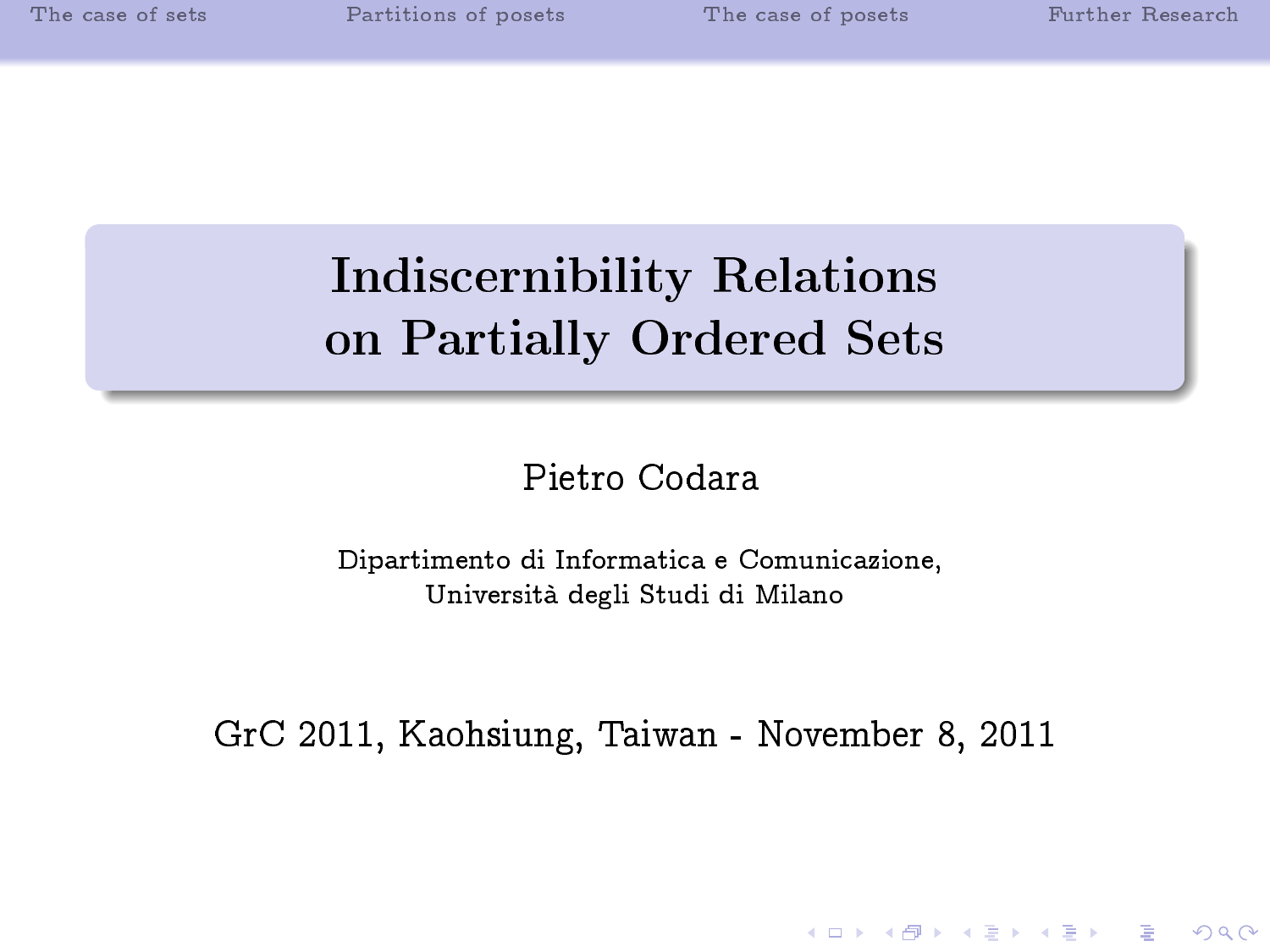# Indiscernibility Relations on Partially Ordered Sets

Pietro Codara

Dipartimento di Informatica e Comunicazione,
Università degli Studi di Milano

GrC 2011, Kaohsiung, Taiwan - November 8, 2011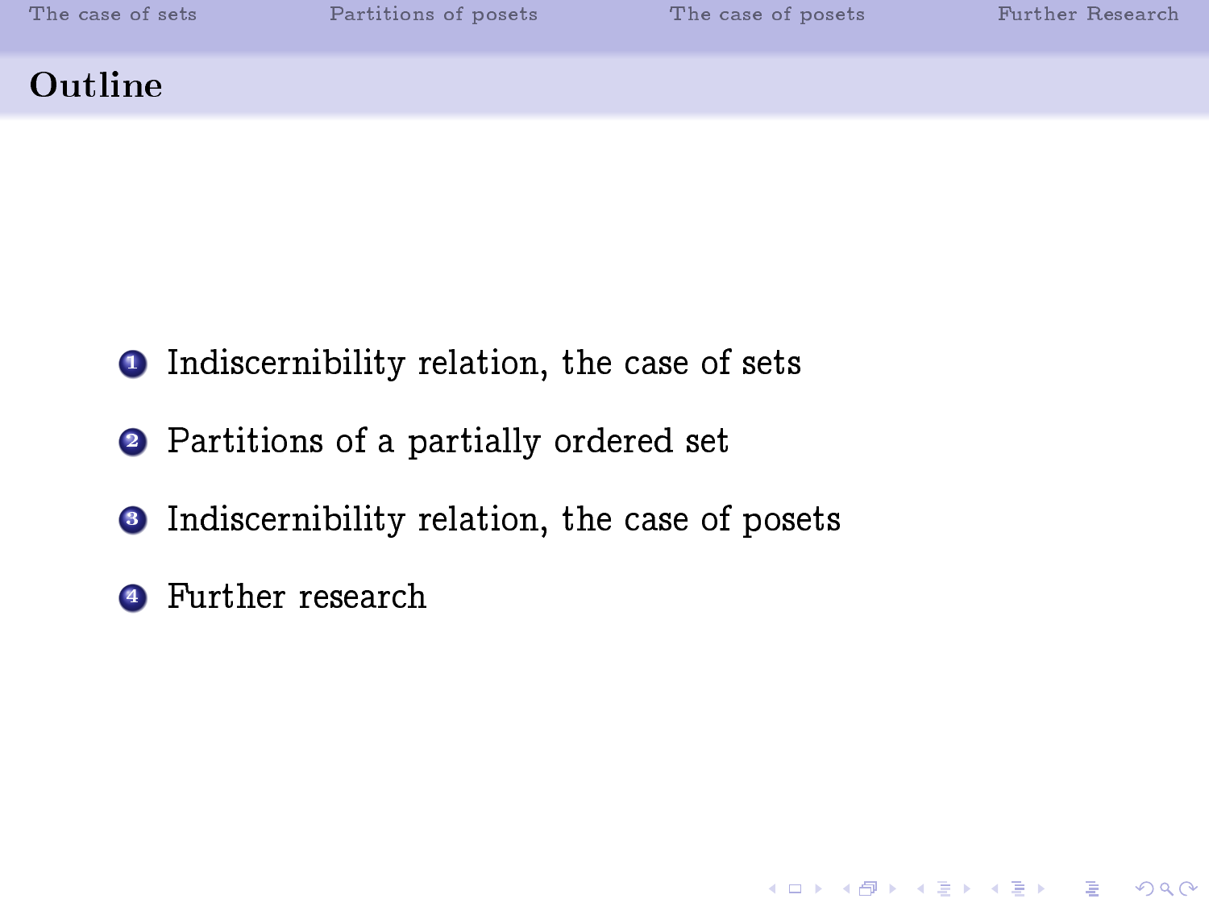## Outline

1. Indiscernibility relation, the case of sets
2. Partitions of a partially ordered set
3. Indiscernibility relation, the case of posets
4. Further research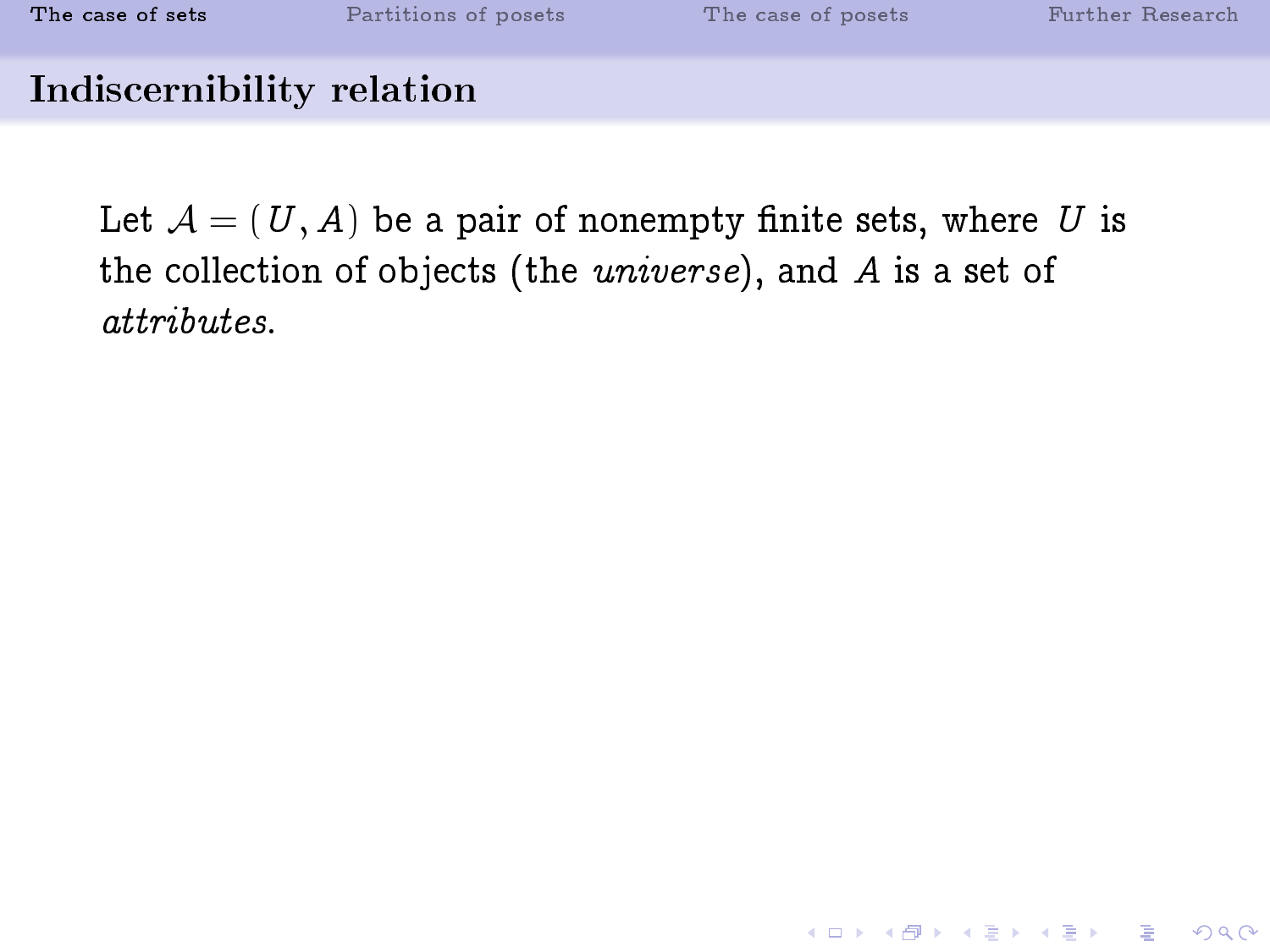## Indiscernibility relation

Let $\mathcal{A} = (U, A)$ be a pair of nonempty finite sets, where $U$ is the collection of objects (the *universe*), and $A$ is a set of *attributes*.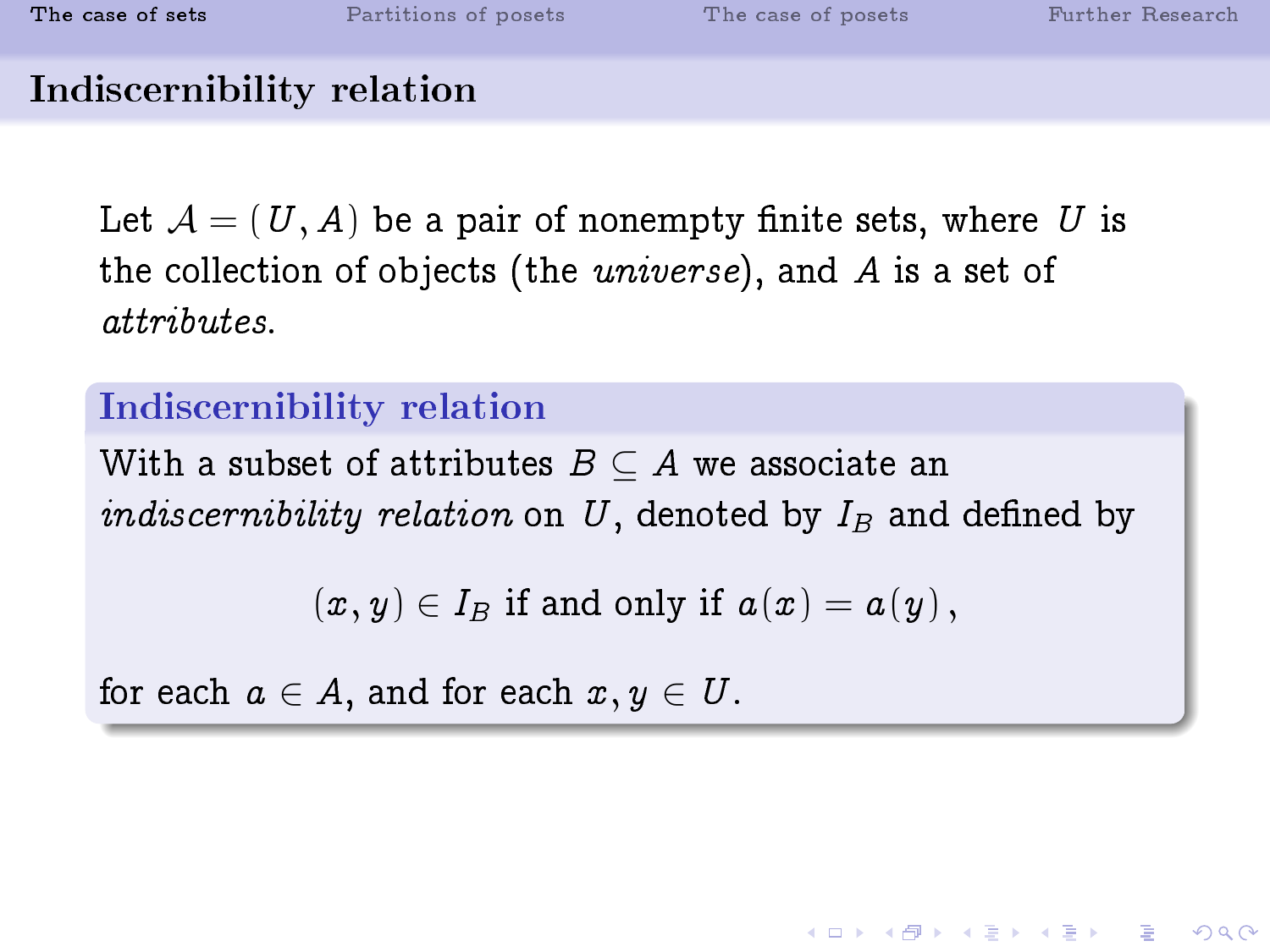## Indiscernibility relation

Let $\mathcal{A} = (U, A)$ be a pair of nonempty finite sets, where $U$ is the collection of objects (the *universe*), and $A$ is a set of *attributes*.

### Indiscernibility relation

With a subset of attributes $B \subseteq A$ we associate an *indiscernibility relation* on $U$, denoted by $I_B$ and defined by

$$(x, y) \in I_B \text{ if and only if } a(x) = a(y),$$

for each $a \in A$, and for each $x, y \in U$.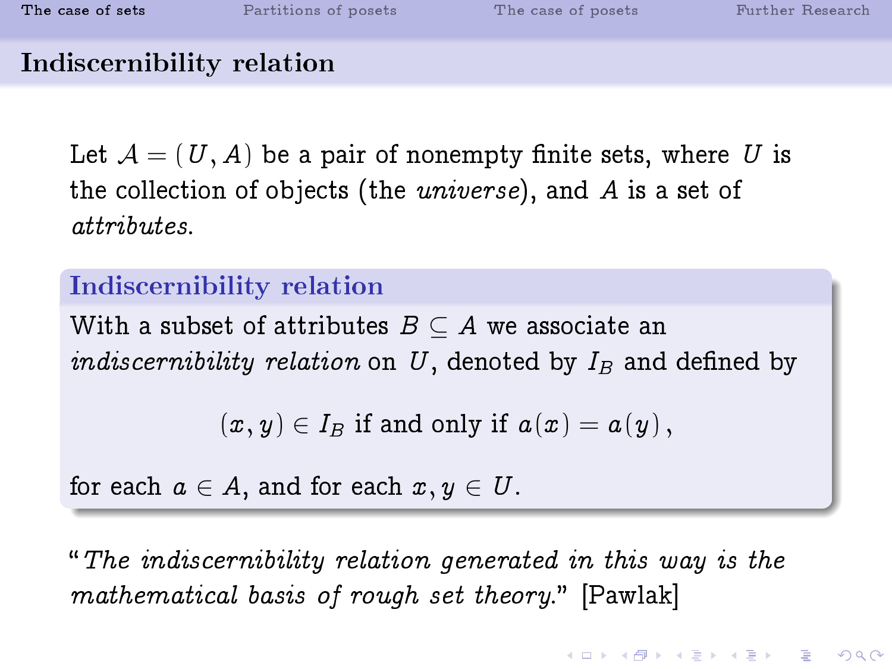## Indiscernibility relation

Let $\mathcal{A} = (U, A)$ be a pair of nonempty finite sets, where $U$ is the collection of objects (the *universe*), and $A$ is a set of *attributes*.

### Indiscernibility relation

With a subset of attributes $B \subseteq A$ we associate an *indiscernibility relation* on $U$, denoted by $I_B$ and defined by

$$(x, y) \in I_B \text{ if and only if } a(x) = a(y),$$

for each $a \in A$, and for each $x, y \in U$.

"*The indiscernibility relation generated in this way is the mathematical basis of rough set theory.*" [Pawlak]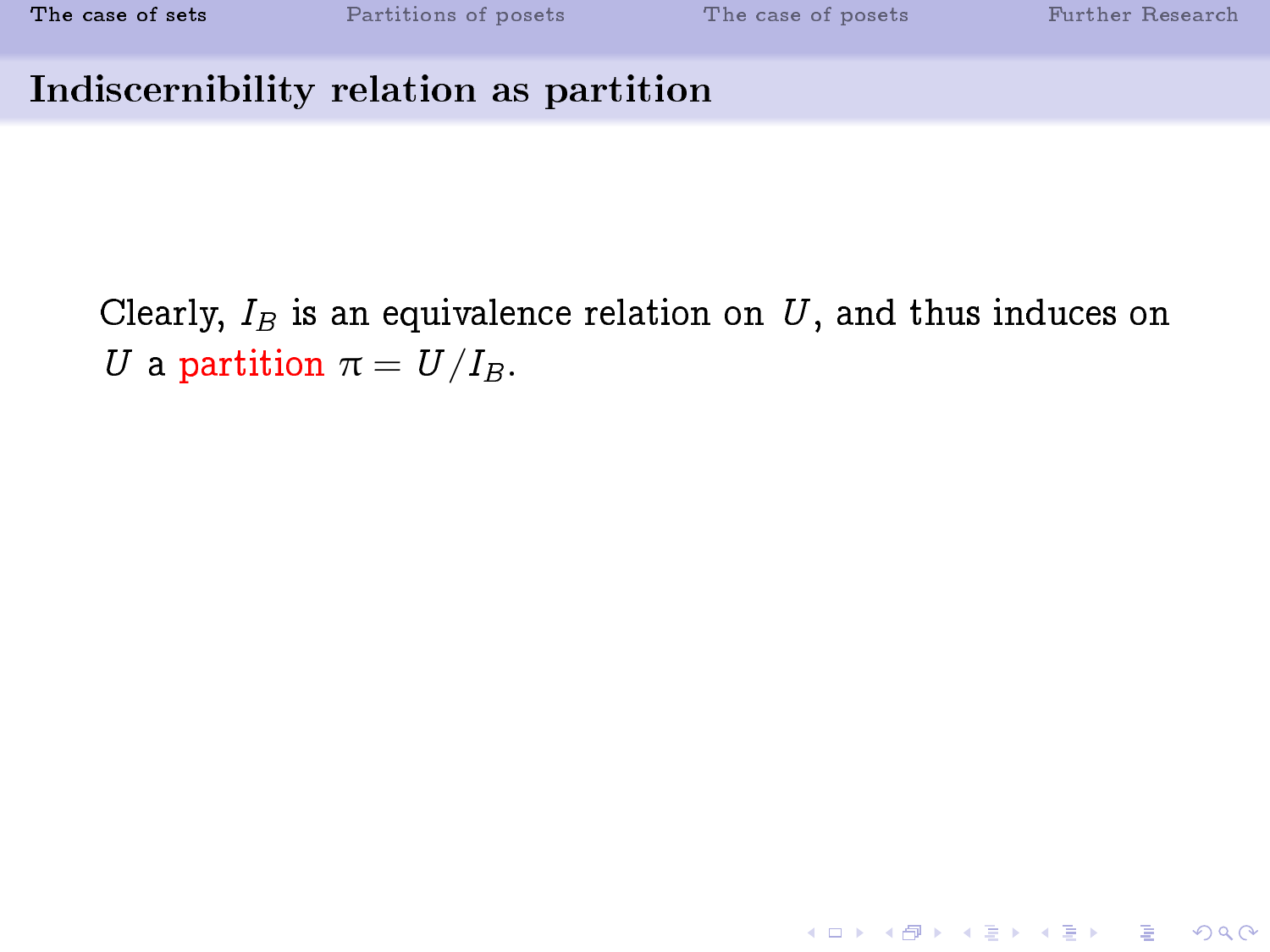## Indiscernibility relation as partition

Clearly, $I_B$ is an equivalence relation on $U$, and thus induces on $U$ a partition $\pi = U/I_B$.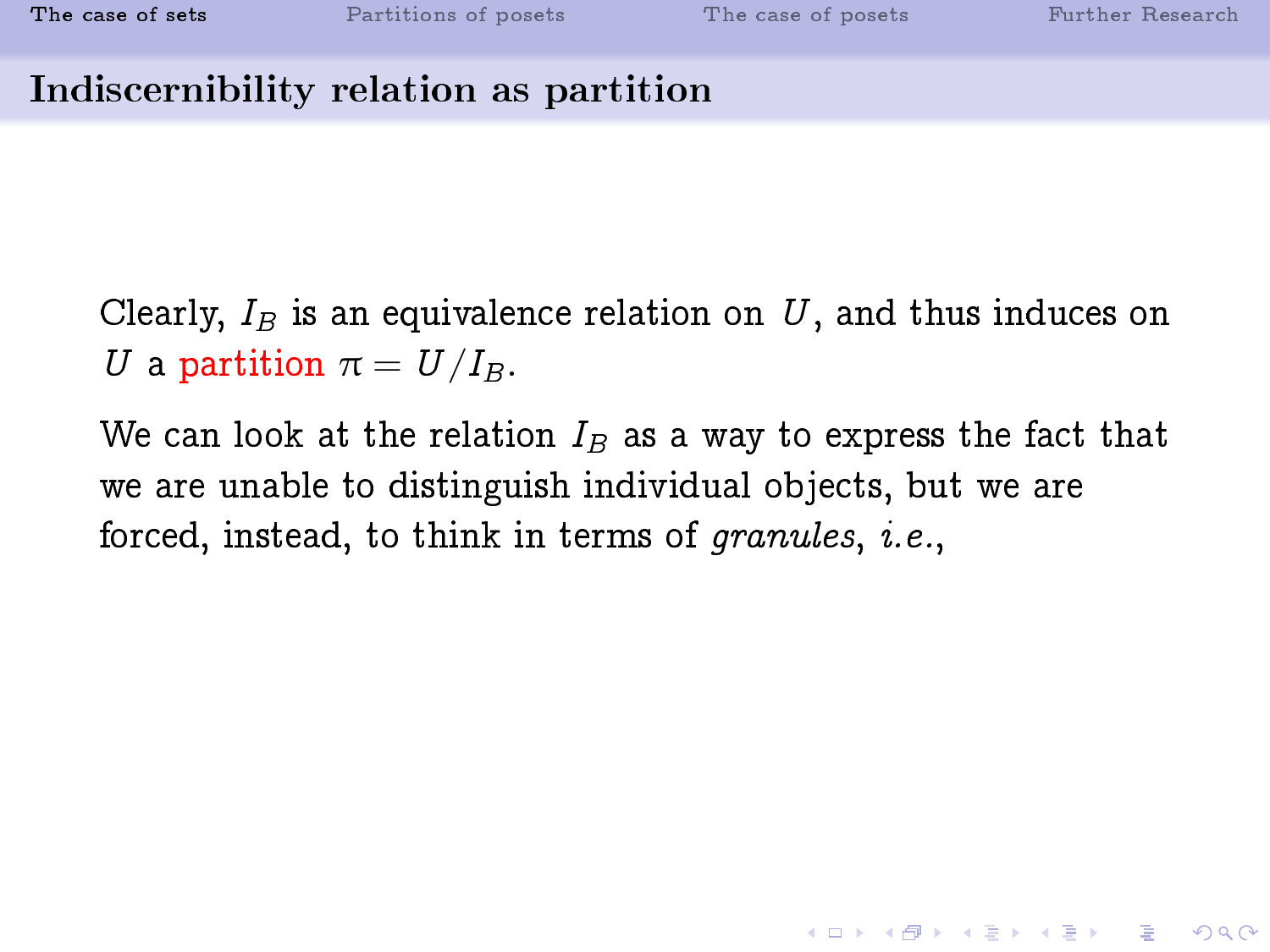## Indiscernibility relation as partition

Clearly, $I_B$ is an equivalence relation on $U$, and thus induces on $U$ a partition $\pi = U/I_B$.

We can look at the relation $I_B$ as a way to express the fact that we are unable to distinguish individual objects, but we are forced, instead, to think in terms of *granules*, *i.e.*,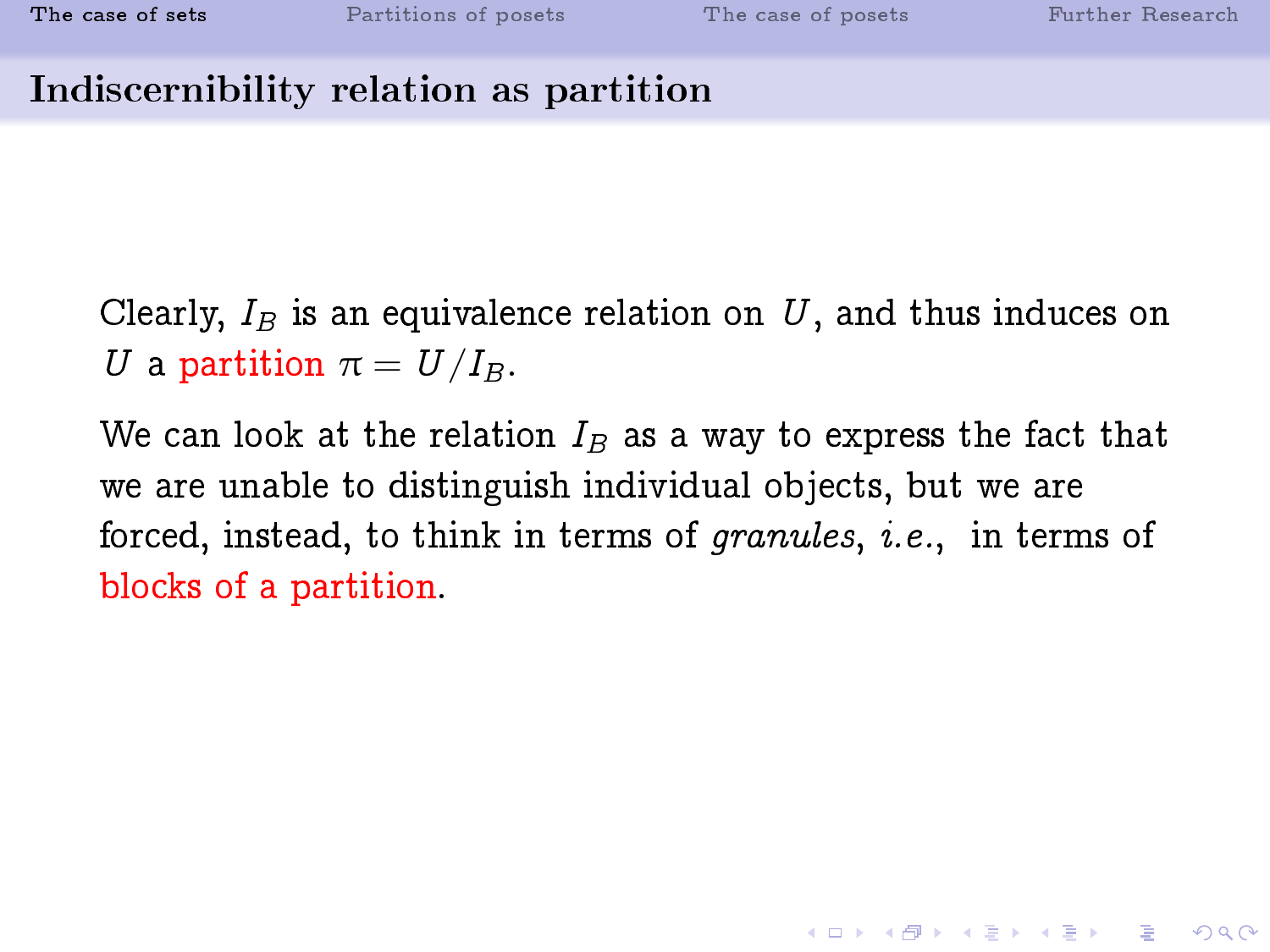## Indiscernibility relation as partition

Clearly, $I_B$ is an equivalence relation on $U$, and thus induces on $U$ a partition $\pi = U/I_B$.

We can look at the relation $I_B$ as a way to express the fact that we are unable to distinguish individual objects, but we are forced, instead, to think in terms of *granules*, *i.e.*, in terms of blocks of a partition.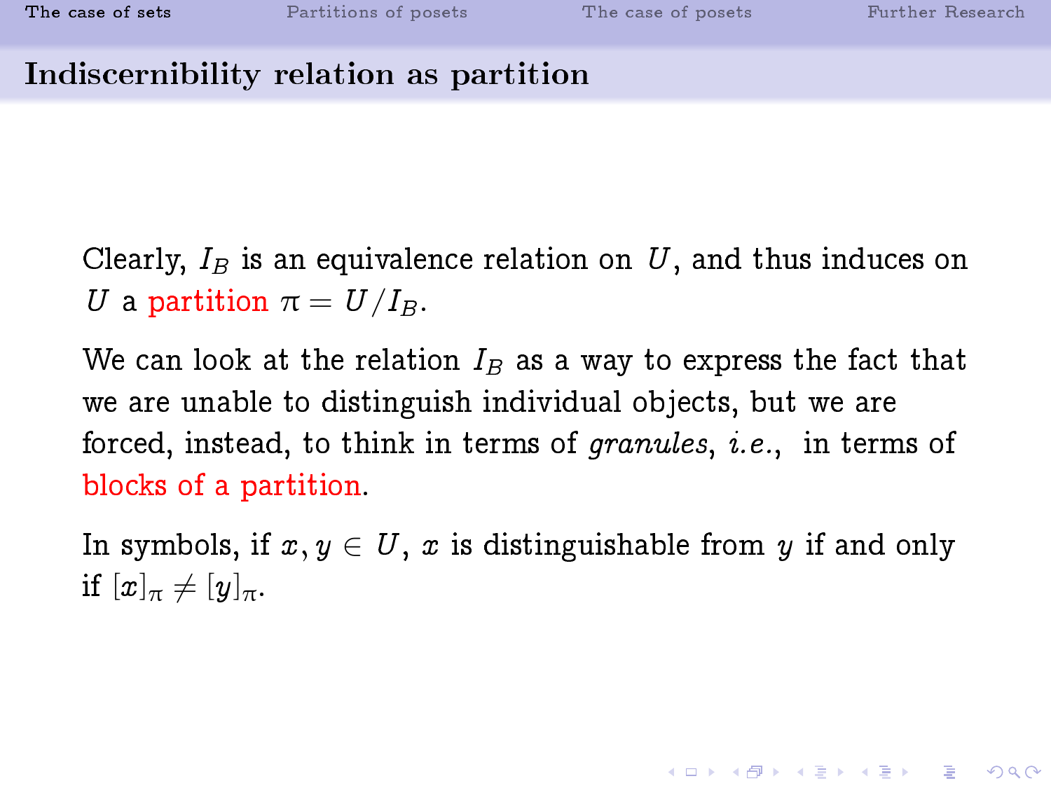## Indiscernibility relation as partition

Clearly, $I_B$ is an equivalence relation on $U$, and thus induces on $U$ a partition $\pi = U/I_B$.

We can look at the relation $I_B$ as a way to express the fact that we are unable to distinguish individual objects, but we are forced, instead, to think in terms of *granules*, *i.e.*, in terms of blocks of a partition.

In symbols, if $x, y \in U$, $x$ is distinguishable from $y$ if and only if $[x]_\pi \neq [y]_\pi$.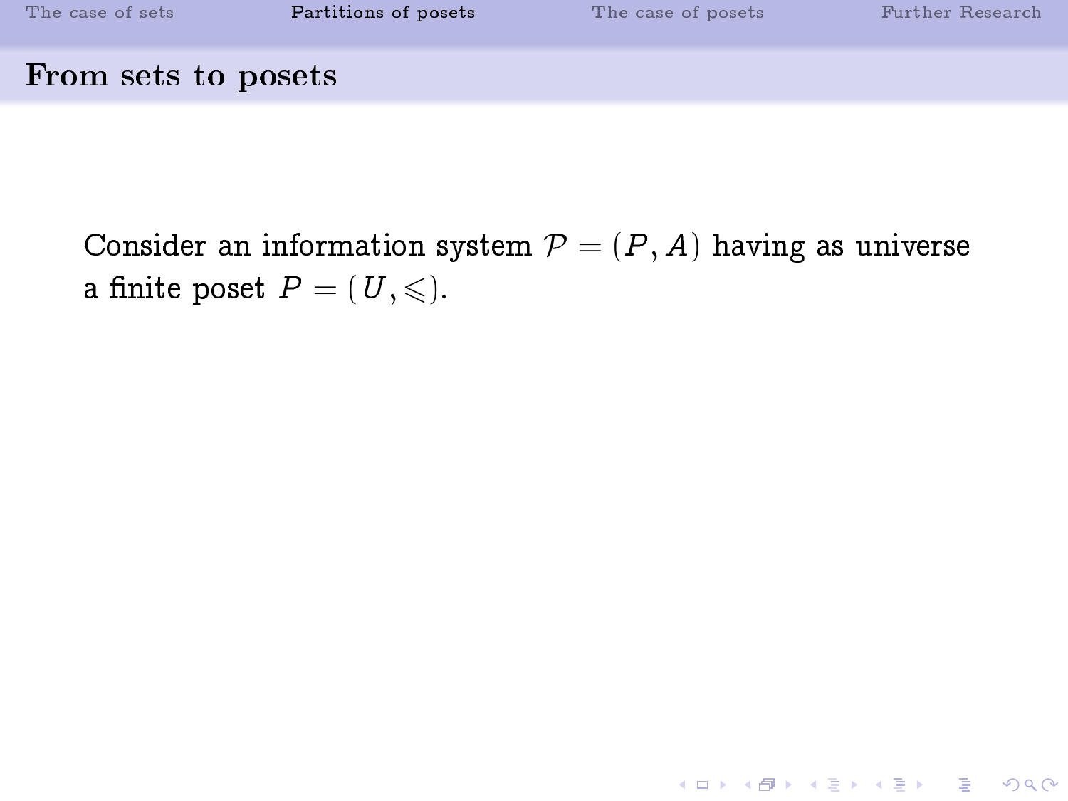## From sets to posets

Consider an information system $\mathcal{P} = (P, A)$ having as universe a finite poset $P = (U, \leqslant)$.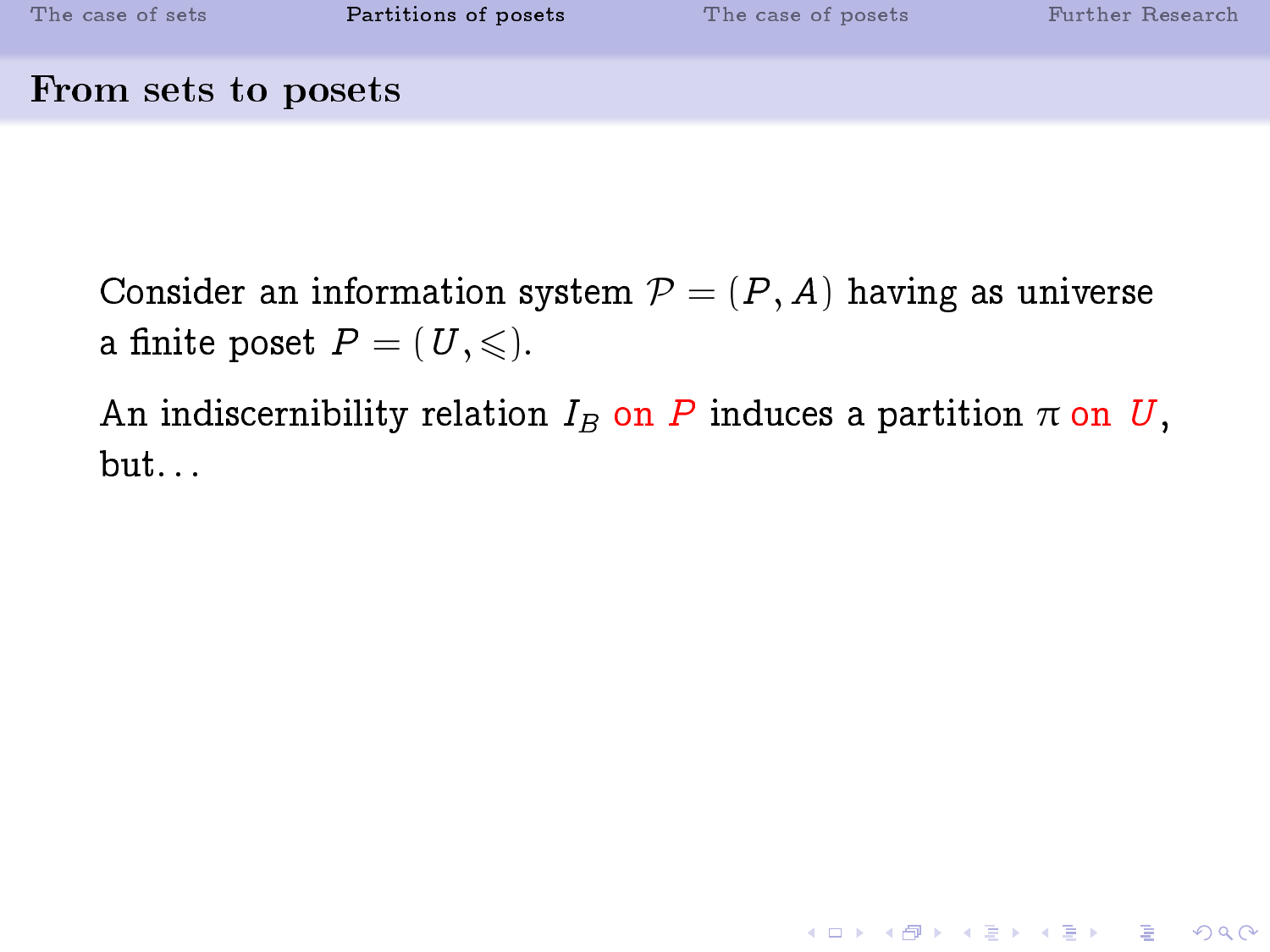## From sets to posets

Consider an information system $\mathcal{P} = (P, A)$ having as universe a finite poset $P = (U, \leqslant)$.

An indiscernibility relation $I_B$ on $P$ induces a partition $\pi$ on $U$, but. . .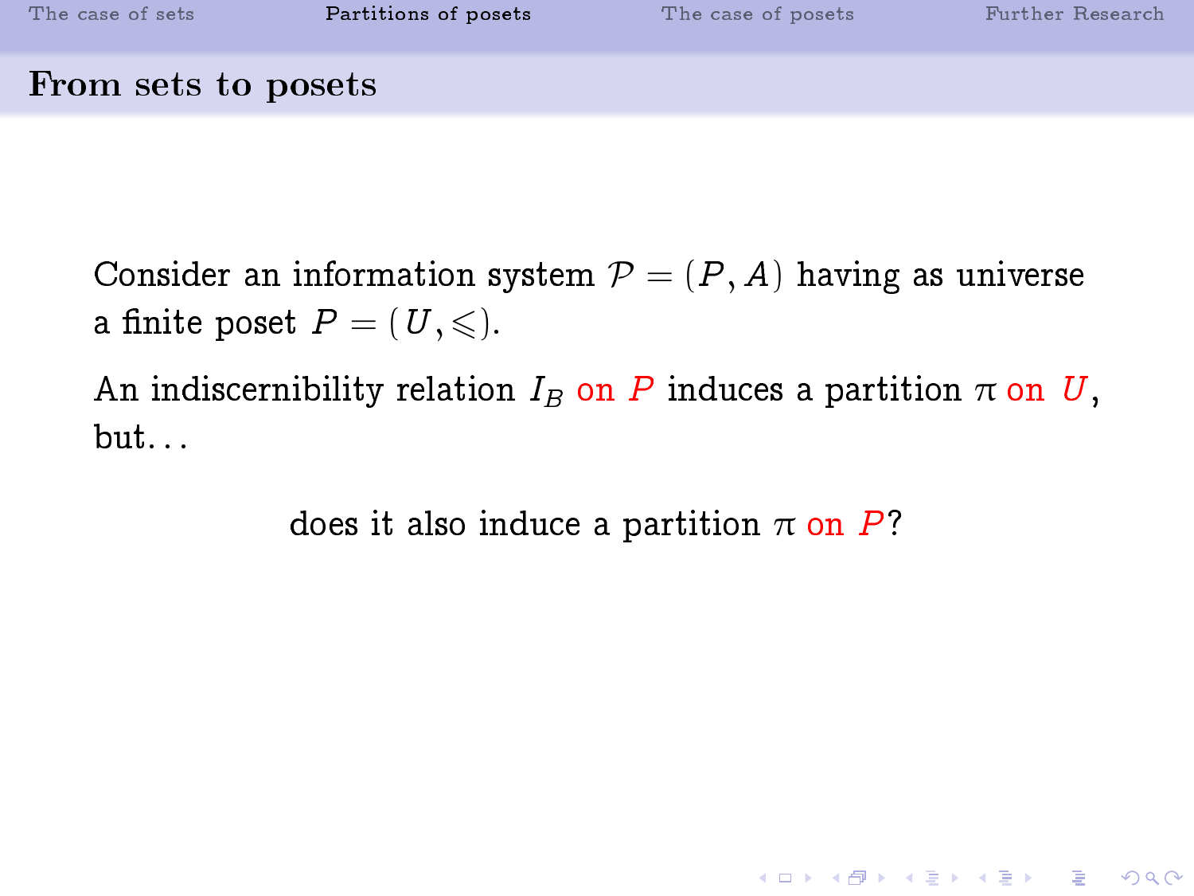## From sets to posets

Consider an information system $\mathcal{P} = (P, A)$ having as universe a finite poset $P = (U, \leqslant)$.

An indiscernibility relation $I_B$ on $P$ induces a partition $\pi$ on $U$, but. . .

does it also induce a partition $\pi$ on $P$?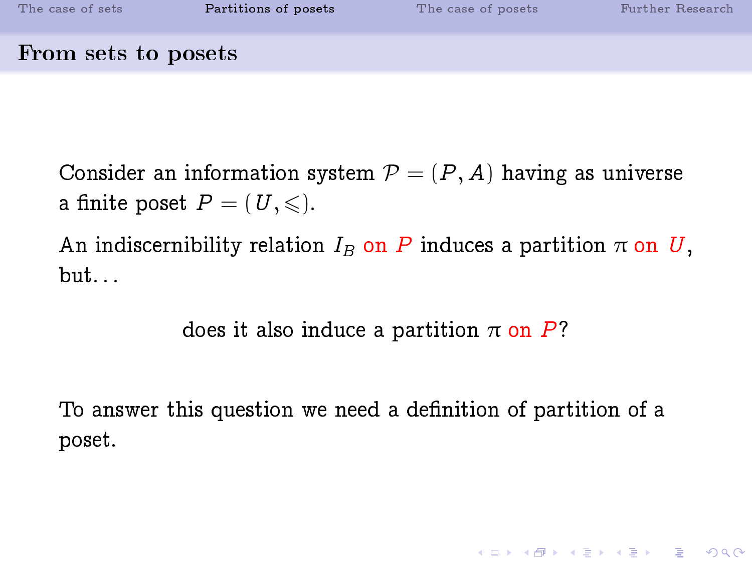## From sets to posets

Consider an information system $\mathcal{P} = (P, A)$ having as universe a finite poset $P = (U, \leqslant)$.

An indiscernibility relation $I_B$ on $P$ induces a partition $\pi$ on $U$, but...

does it also induce a partition $\pi$ on $P$?

To answer this question we need a definition of partition of a poset.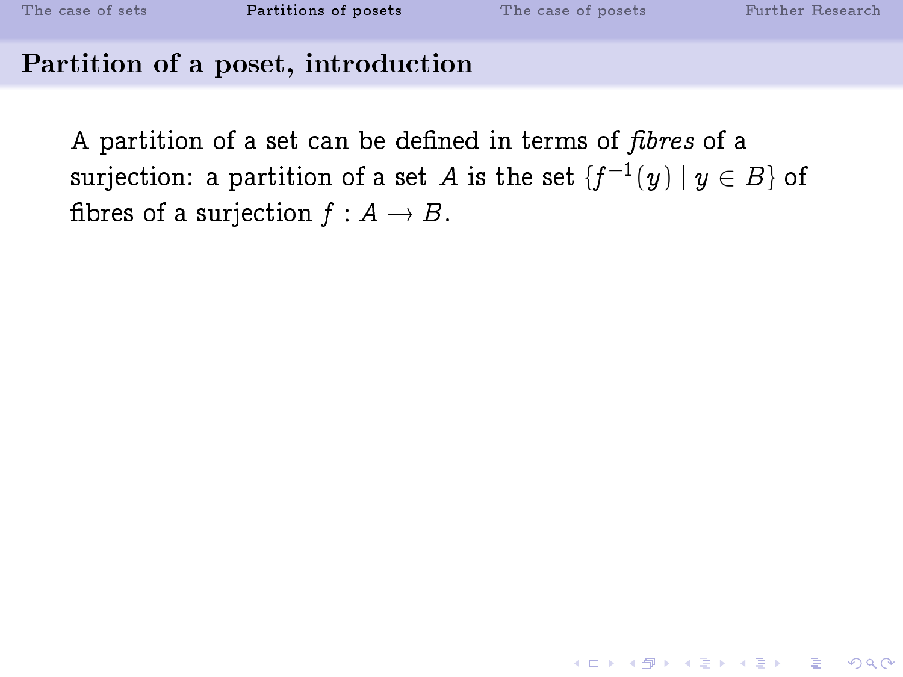## Partition of a poset, introduction

A partition of a set can be defined in terms of *fibres* of a surjection: a partition of a set $A$ is the set $\{f^{-1}(y) \mid y \in B\}$ of fibres of a surjection $f : A \to B$.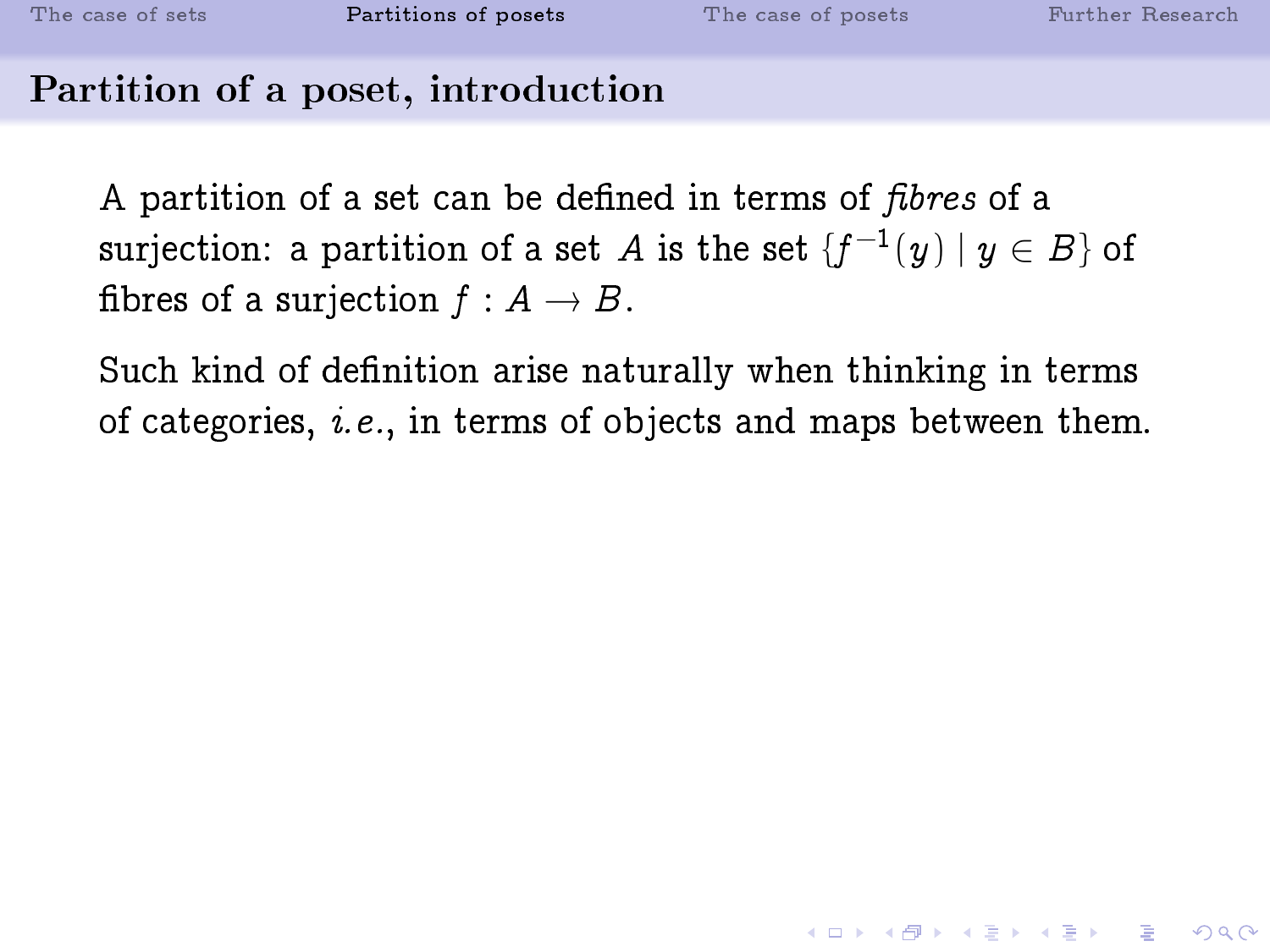## Partition of a poset, introduction

A partition of a set can be defined in terms of *fibres* of a surjection: a partition of a set $A$ is the set $\{f^{-1}(y) \mid y \in B\}$ of fibres of a surjection $f : A \to B$.

Such kind of definition arise naturally when thinking in terms of categories, *i.e.*, in terms of objects and maps between them.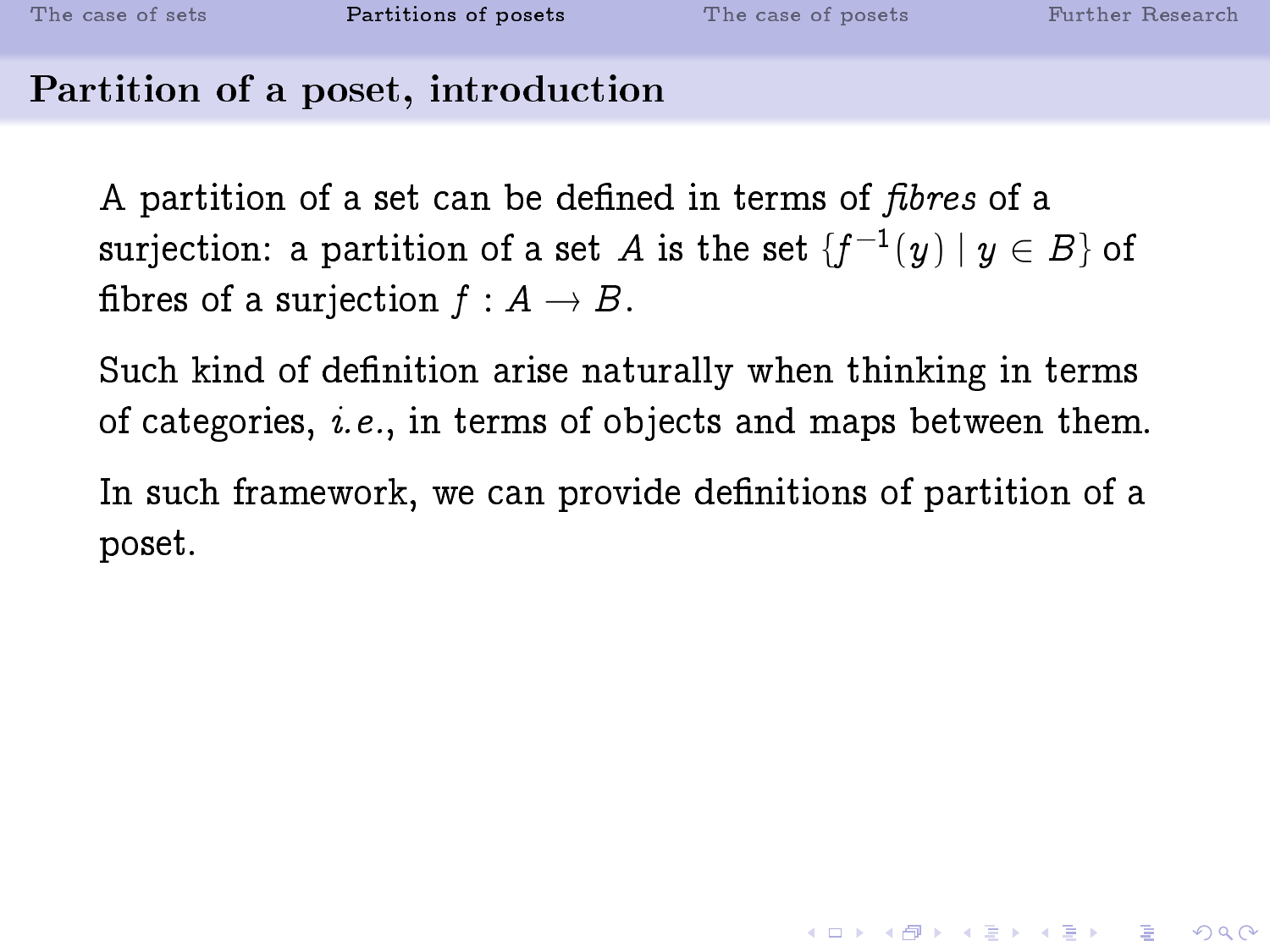## Partition of a poset, introduction

A partition of a set can be defined in terms of *fibres* of a surjection: a partition of a set $A$ is the set $\{f^{-1}(y) \mid y \in B\}$ of fibres of a surjection $f : A \to B$.

Such kind of definition arise naturally when thinking in terms of categories, *i.e.*, in terms of objects and maps between them.

In such framework, we can provide definitions of partition of a poset.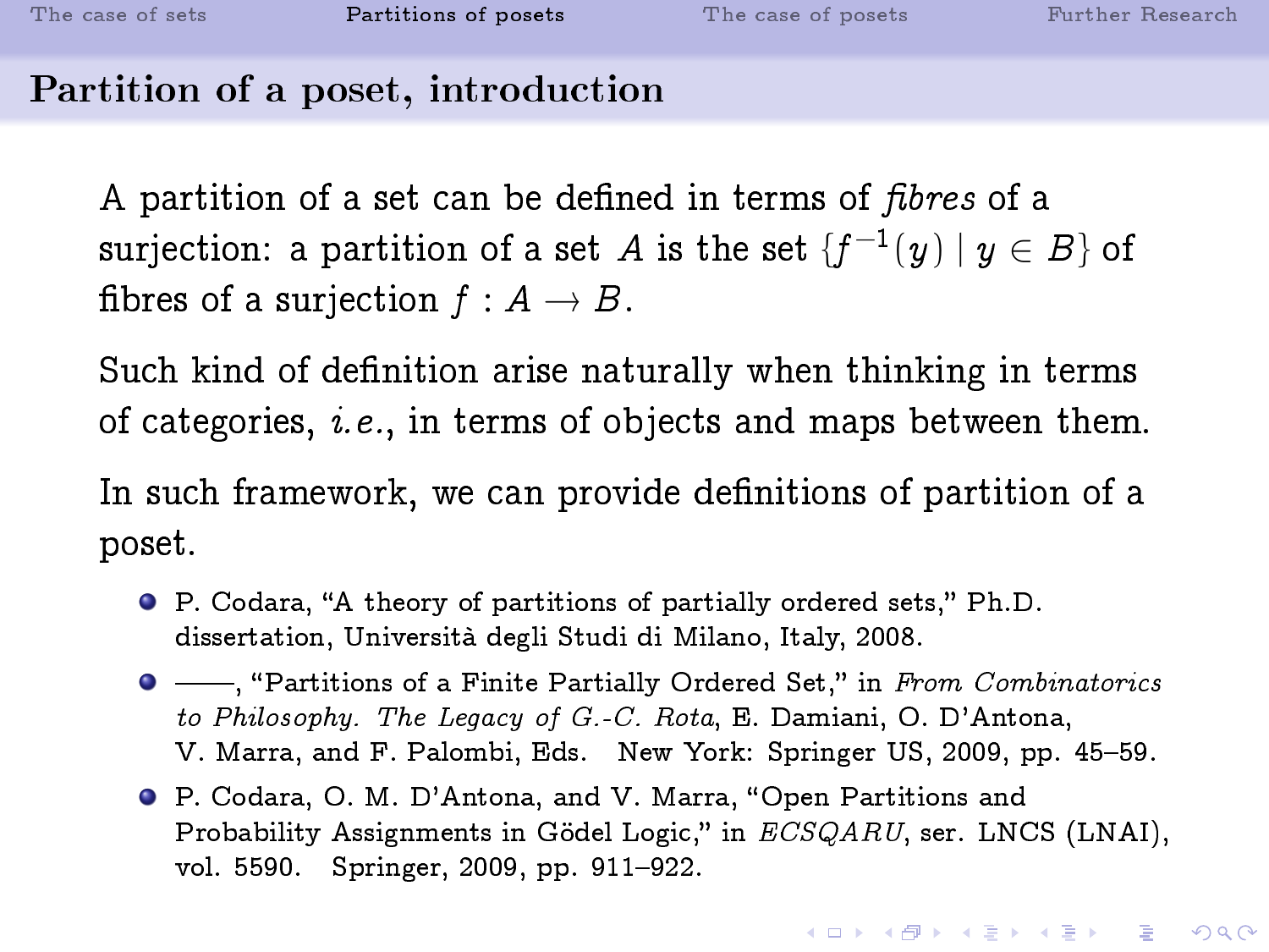## Partition of a poset, introduction

A partition of a set can be defined in terms of *fibres* of a surjection: a partition of a set $A$ is the set $\{f^{-1}(y) \mid y \in B\}$ of fibres of a surjection $f : A \to B$.

Such kind of definition arise naturally when thinking in terms of categories, *i.e.*, in terms of objects and maps between them.

In such framework, we can provide definitions of partition of a poset.

- P. Codara, "A theory of partitions of partially ordered sets," Ph.D. dissertation, Università degli Studi di Milano, Italy, 2008.
- ——, "Partitions of a Finite Partially Ordered Set," in *From Combinatorics to Philosophy. The Legacy of G.-C. Rota*, E. Damiani, O. D'Antona, V. Marra, and F. Palombi, Eds. New York: Springer US, 2009, pp. 45–59.
- P. Codara, O. M. D'Antona, and V. Marra, "Open Partitions and Probability Assignments in Gödel Logic," in *ECSQARU*, ser. LNCS (LNAI), vol. 5590. Springer, 2009, pp. 911–922.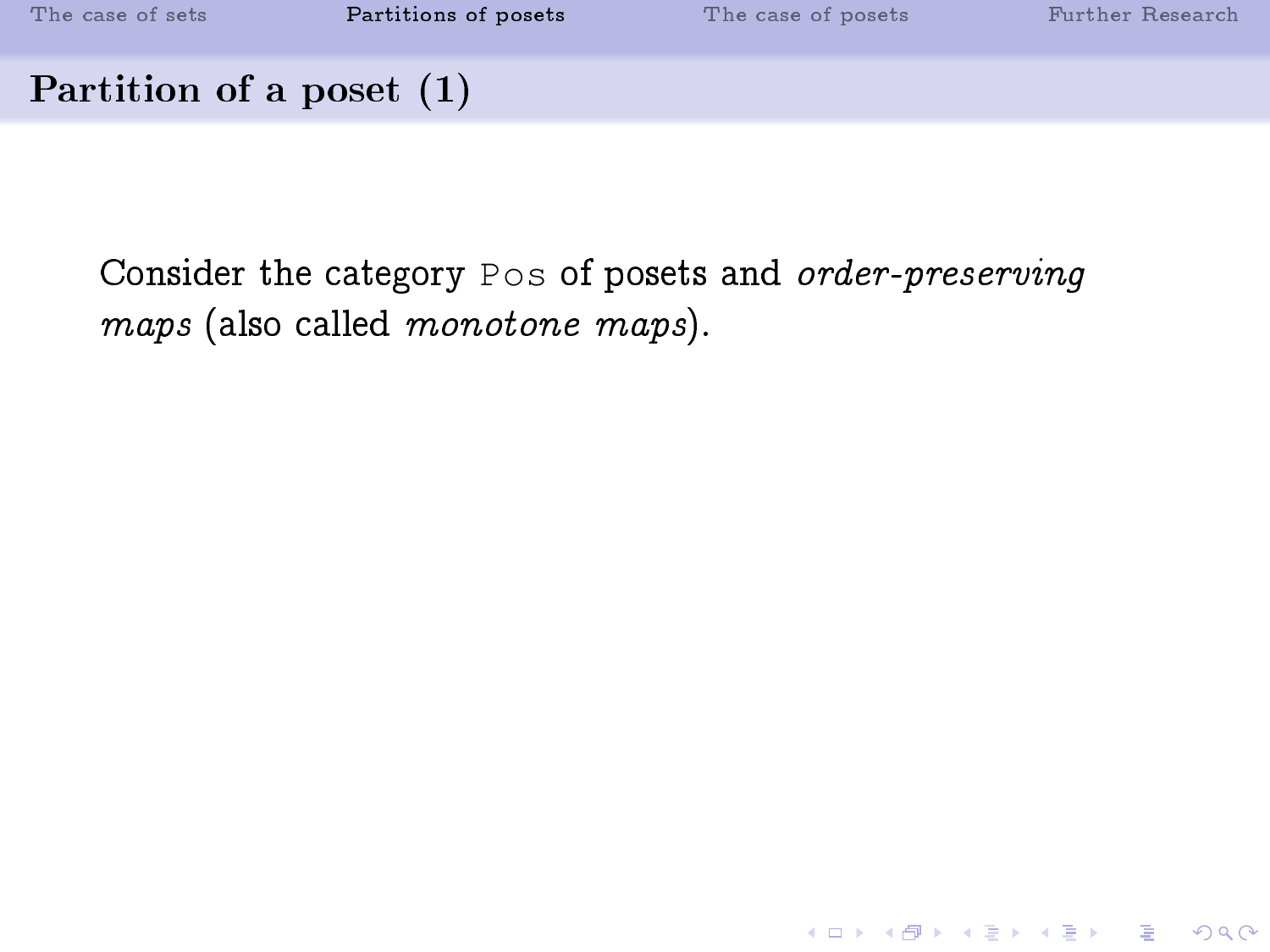## Partition of a poset (1)

Consider the category `Pos` of posets and *order-preserving maps* (also called *monotone maps*).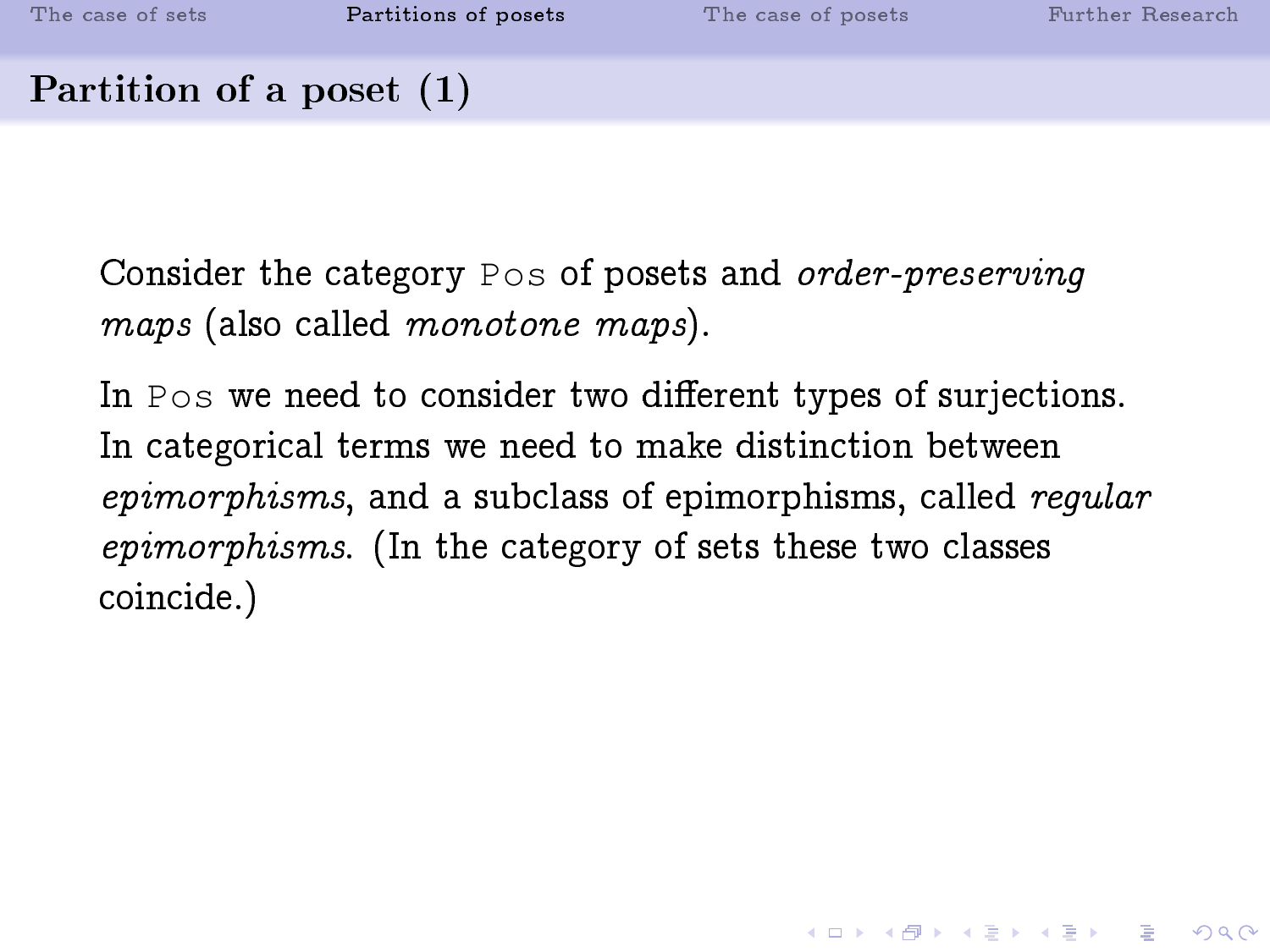## Partition of a poset (1)

Consider the category `Pos` of posets and *order-preserving maps* (also called *monotone maps*).

In `Pos` we need to consider two different types of surjections. In categorical terms we need to make distinction between *epimorphisms*, and a subclass of epimorphisms, called *regular epimorphisms*. (In the category of sets these two classes coincide.)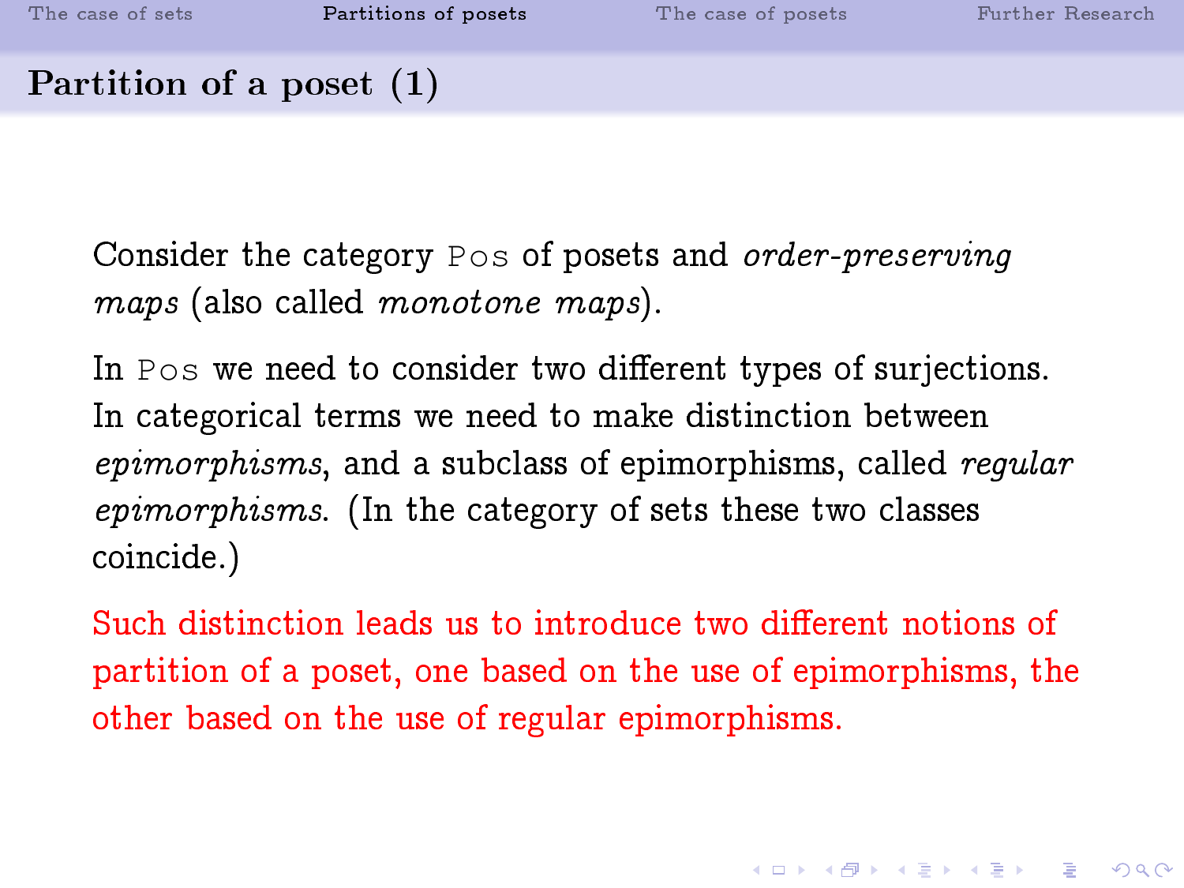## Partition of a poset (1)

Consider the category `Pos` of posets and *order-preserving maps* (also called *monotone maps*).

In `Pos` we need to consider two different types of surjections. In categorical terms we need to make distinction between *epimorphisms*, and a subclass of epimorphisms, called *regular epimorphisms*. (In the category of sets these two classes coincide.)

Such distinction leads us to introduce two different notions of partition of a poset, one based on the use of epimorphisms, the other based on the use of regular epimorphisms.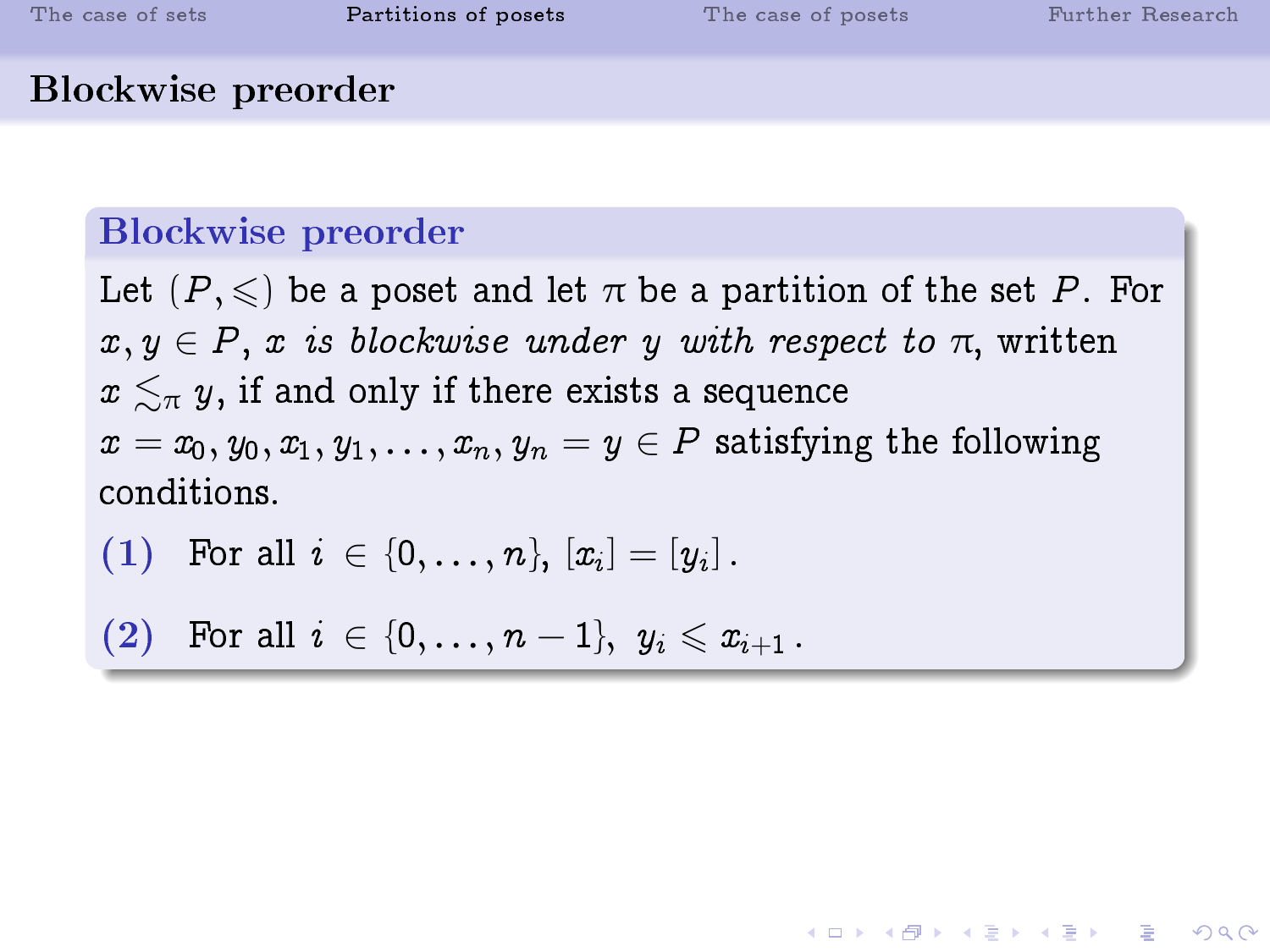# Blockwise preorder

## Blockwise preorder

Let $(P, \leqslant)$ be a poset and let $\pi$ be a partition of the set $P$. For $x, y \in P$, $x$ *is blockwise under* $y$ *with respect to* $\pi$, written $x \lesssim_\pi y$, if and only if there exists a sequence $x = x_0, y_0, x_1, y_1, \ldots, x_n, y_n = y \in P$ satisfying the following conditions.

**(1)** For all $i \in \{0, \ldots, n\}$, $[x_i] = [y_i]$.

**(2)** For all $i \in \{0, \ldots, n-1\}$, $y_i \leqslant x_{i+1}$.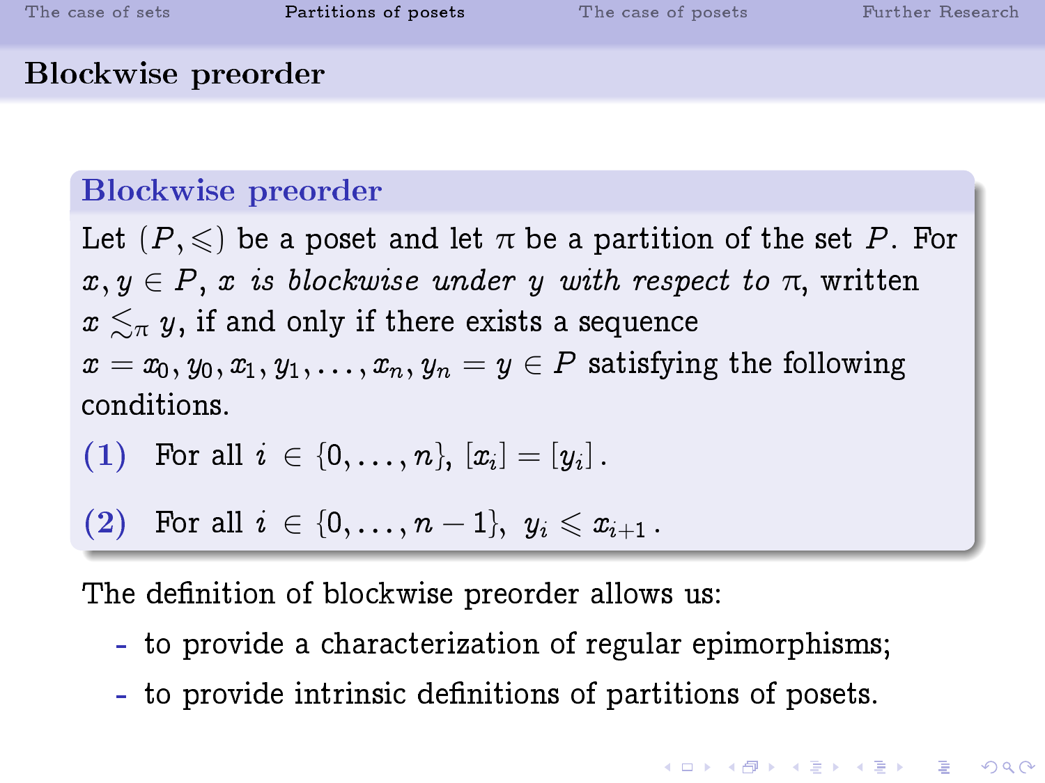## Blockwise preorder

### Blockwise preorder

Let $(P, \leqslant)$ be a poset and let $\pi$ be a partition of the set $P$. For $x, y \in P$, $x$ *is blockwise under* $y$ *with respect to* $\pi$, written $x \lesssim_\pi y$, if and only if there exists a sequence $x = x_0, y_0, x_1, y_1, \ldots, x_n, y_n = y \in P$ satisfying the following conditions.

**(1)** For all $i \in \{0, \ldots, n\}$, $[x_i] = [y_i]$ .

**(2)** For all $i \in \{0, \ldots, n-1\}$, $y_i \leqslant x_{i+1}$ .

The definition of blockwise preorder allows us:

- to provide a characterization of regular epimorphisms;
- to provide intrinsic definitions of partitions of posets.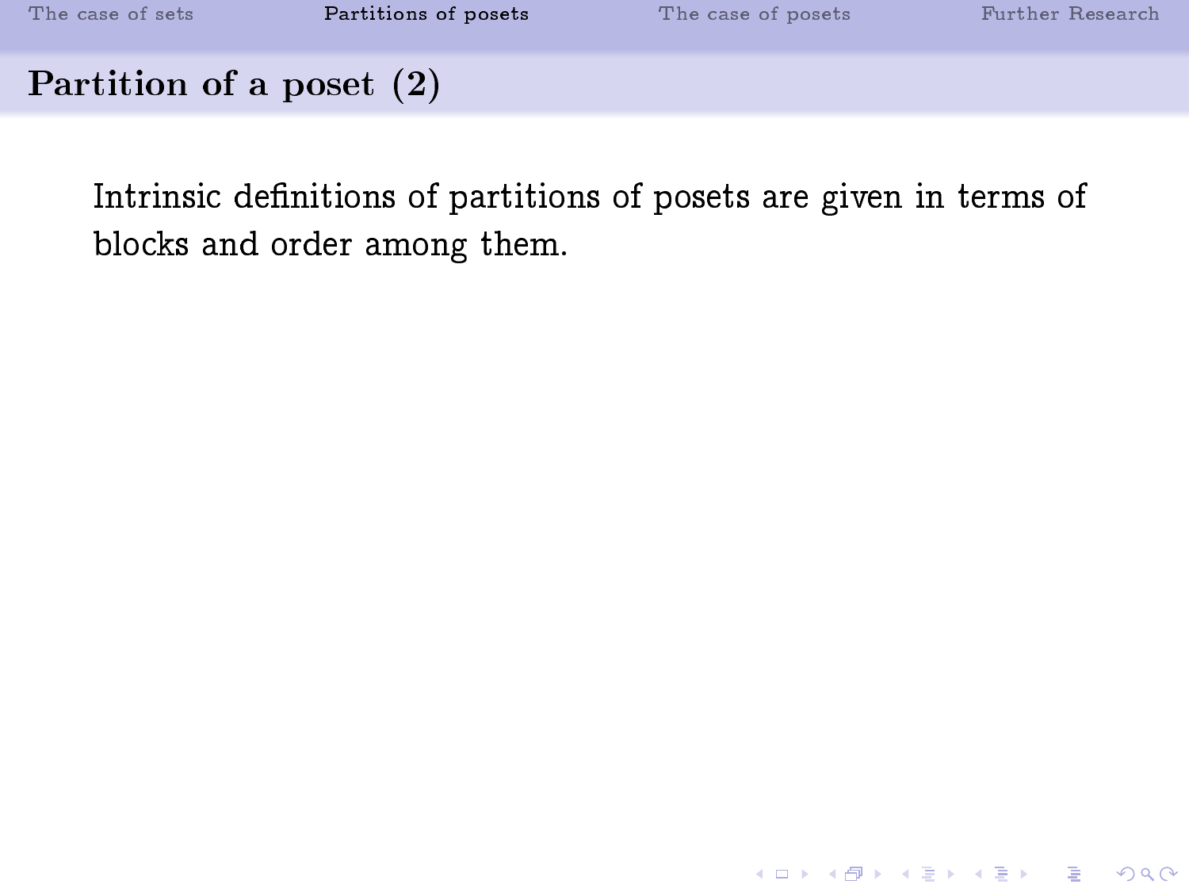## Partition of a poset (2)

Intrinsic definitions of partitions of posets are given in terms of blocks and order among them.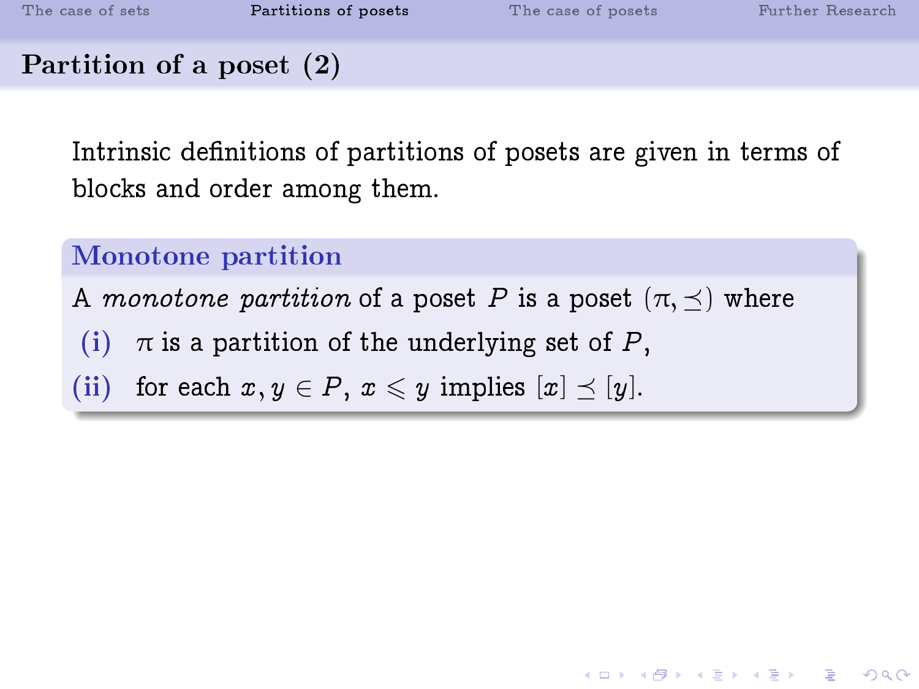## Partition of a poset (2)

Intrinsic definitions of partitions of posets are given in terms of blocks and order among them.

**Monotone partition**

A *monotone partition* of a poset $P$ is a poset $(\pi, \preceq)$ where

- (i) $\pi$ is a partition of the underlying set of $P$,
- (ii) for each $x, y \in P$, $x \leqslant y$ implies $[x] \preceq [y]$.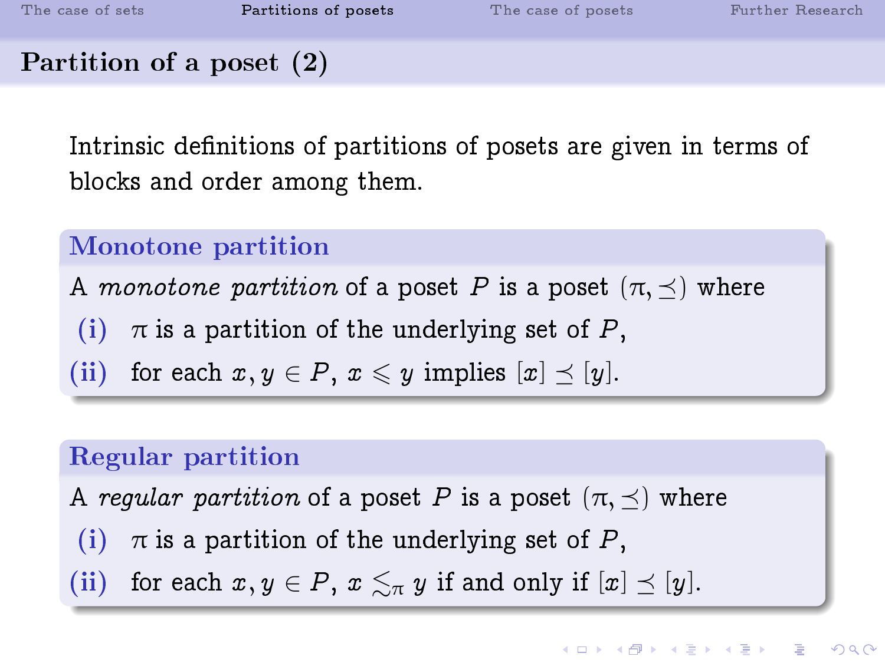## Partition of a poset (2)

Intrinsic definitions of partitions of posets are given in terms of blocks and order among them.

### Monotone partition

A *monotone partition* of a poset $P$ is a poset $(\pi, \preceq)$ where

- (i) $\pi$ is a partition of the underlying set of $P$,
- (ii) for each $x, y \in P$, $x \leqslant y$ implies $[x] \preceq [y]$.

### Regular partition

A *regular partition* of a poset $P$ is a poset $(\pi, \preceq)$ where

- (i) $\pi$ is a partition of the underlying set of $P$,
- (ii) for each $x, y \in P$, $x \lesssim_\pi y$ if and only if $[x] \preceq [y]$.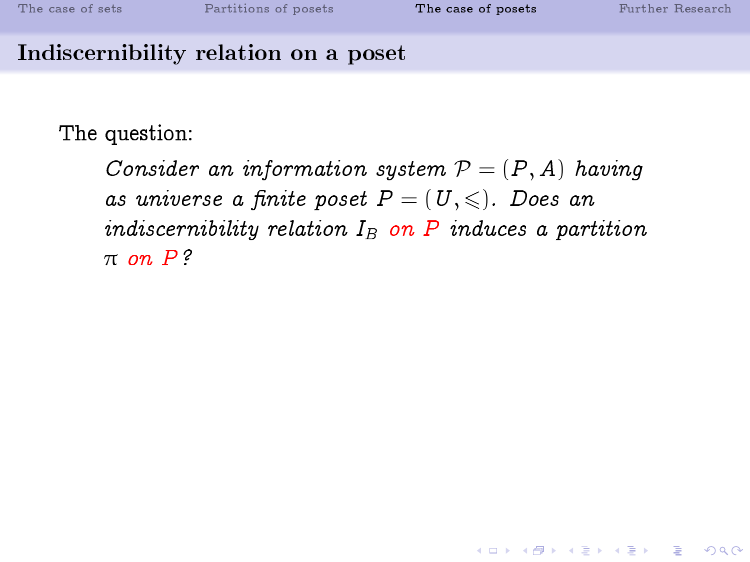## Indiscernibility relation on a poset

The question:

> *Consider an information system $\mathcal{P} = (P, A)$ having as universe a finite poset $P = (U, \leqslant)$. Does an indiscernibility relation $I_B$ on $P$ induces a partition $\pi$ on $P$?*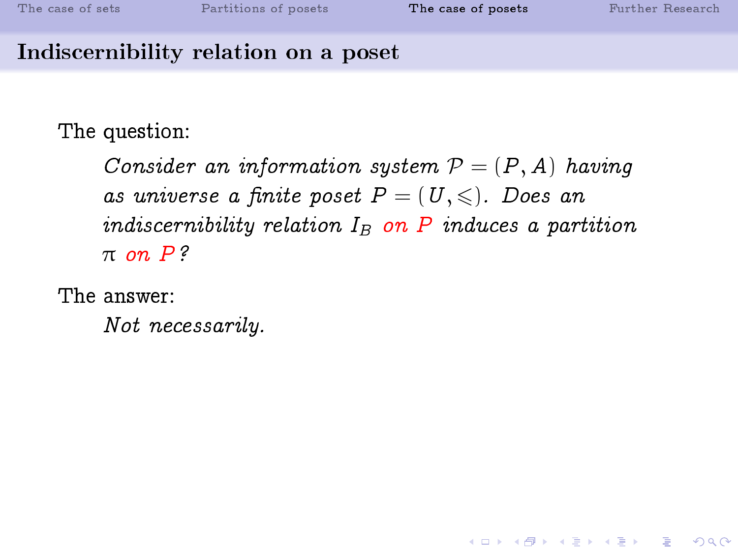## Indiscernibility relation on a poset

The question:

> *Consider an information system $\mathcal{P} = (P, A)$ having as universe a finite poset $P = (U, \leqslant)$. Does an indiscernibility relation $I_B$ on $P$ induces a partition $\pi$ on $P$?*

The answer:

> *Not necessarily.*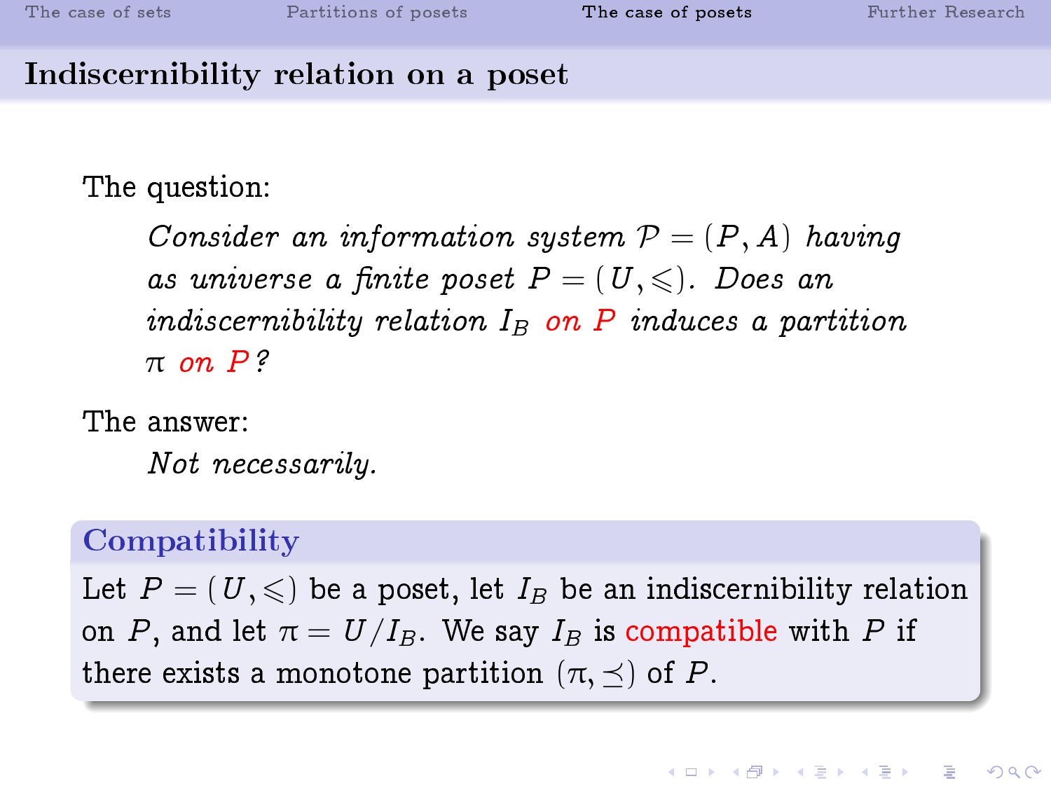## Indiscernibility relation on a poset

The question:

> *Consider an information system $\mathcal{P} = (P, A)$ having as universe a finite poset $P = (U, \leqslant)$. Does an indiscernibility relation $I_B$ on $P$ induces a partition $\pi$ on $P$?*

The answer:

> *Not necessarily.*

**Compatibility**

Let $P = (U, \leqslant)$ be a poset, let $I_B$ be an indiscernibility relation on $P$, and let $\pi = U/I_B$. We say $I_B$ is compatible with $P$ if there exists a monotone partition $(\pi, \preceq)$ of $P$.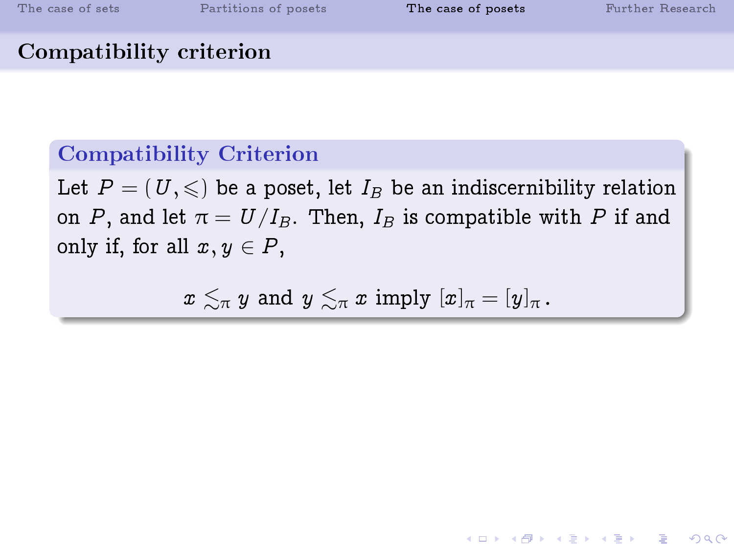## Compatibility criterion

### Compatibility Criterion

Let $P = (U, \leqslant)$ be a poset, let $I_B$ be an indiscernibility relation on $P$, and let $\pi = U/I_B$. Then, $I_B$ is compatible with $P$ if and only if, for all $x, y \in P$,

$$x \lesssim_\pi y \text{ and } y \lesssim_\pi x \text{ imply } [x]_\pi = [y]_\pi \,.$$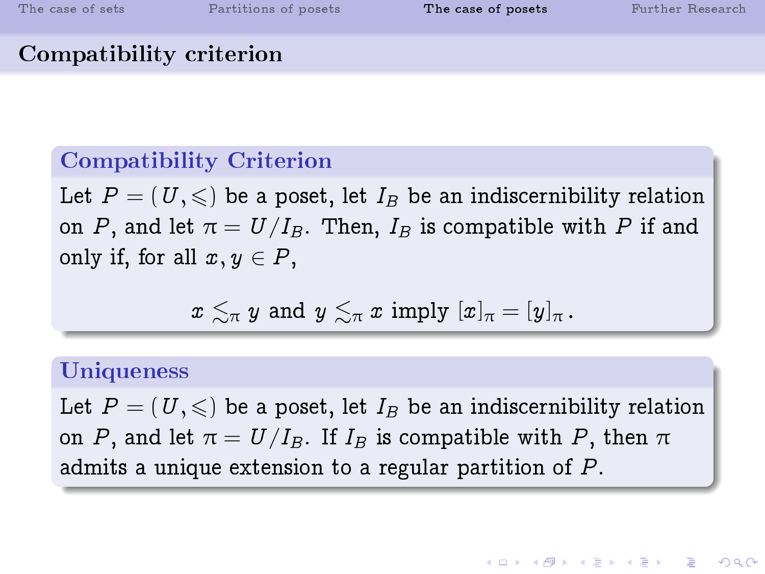## Compatibility criterion

### Compatibility Criterion

Let $P = (U, \leqslant)$ be a poset, let $I_B$ be an indiscernibility relation on $P$, and let $\pi = U/I_B$. Then, $I_B$ is compatible with $P$ if and only if, for all $x, y \in P$,

$$x \lesssim_\pi y \text{ and } y \lesssim_\pi x \text{ imply } [x]_\pi = [y]_\pi .$$

### Uniqueness

Let $P = (U, \leqslant)$ be a poset, let $I_B$ be an indiscernibility relation on $P$, and let $\pi = U/I_B$. If $I_B$ is compatible with $P$, then $\pi$ admits a unique extension to a regular partition of $P$.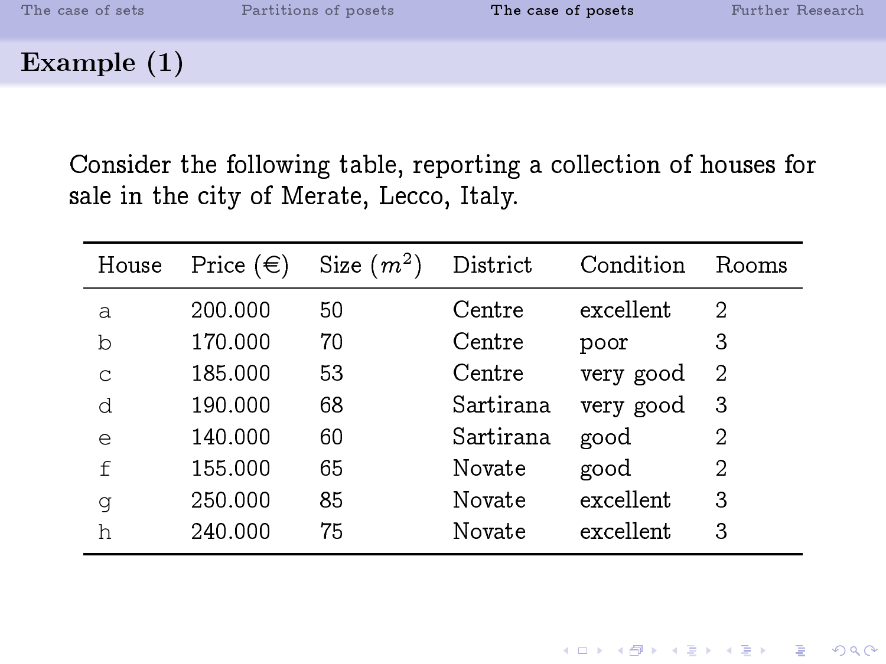## Example (1)

Consider the following table, reporting a collection of houses for sale in the city of Merate, Lecco, Italy.

| House | Price (€) | Size ($m^2$) | District | Condition | Rooms |
|---|---|---|---|---|---|
| a | 200.000 | 50 | Centre | excellent | 2 |
| b | 170.000 | 70 | Centre | poor | 3 |
| c | 185.000 | 53 | Centre | very good | 2 |
| d | 190.000 | 68 | Sartirana | very good | 3 |
| e | 140.000 | 60 | Sartirana | good | 2 |
| f | 155.000 | 65 | Novate | good | 2 |
| g | 250.000 | 85 | Novate | excellent | 3 |
| h | 240.000 | 75 | Novate | excellent | 3 |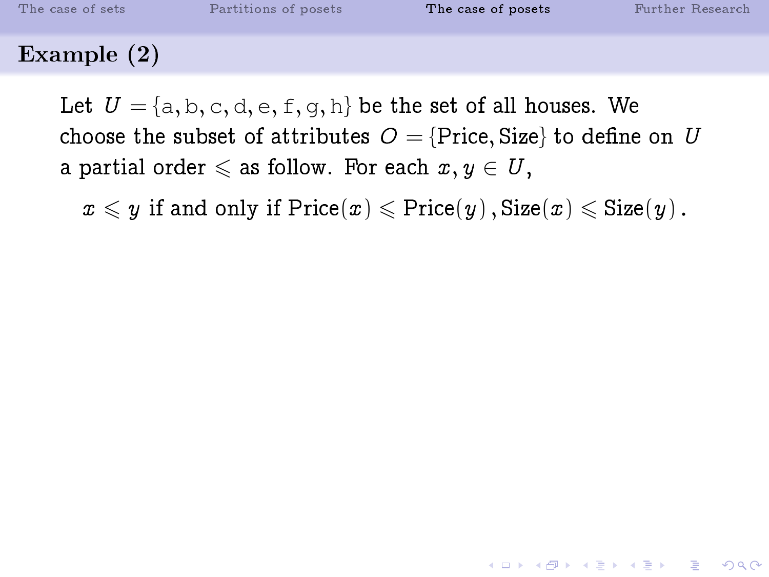## Example (2)

Let $U = \{\mathtt{a}, \mathtt{b}, \mathtt{c}, \mathtt{d}, \mathtt{e}, \mathtt{f}, \mathtt{g}, \mathtt{h}\}$ be the set of all houses. We choose the subset of attributes $O = \{\text{Price}, \text{Size}\}$ to define on $U$ a partial order $\leqslant$ as follow. For each $x, y \in U$,

$$x \leqslant y \text{ if and only if } \text{Price}(x) \leqslant \text{Price}(y)\,, \text{Size}(x) \leqslant \text{Size}(y)\,.$$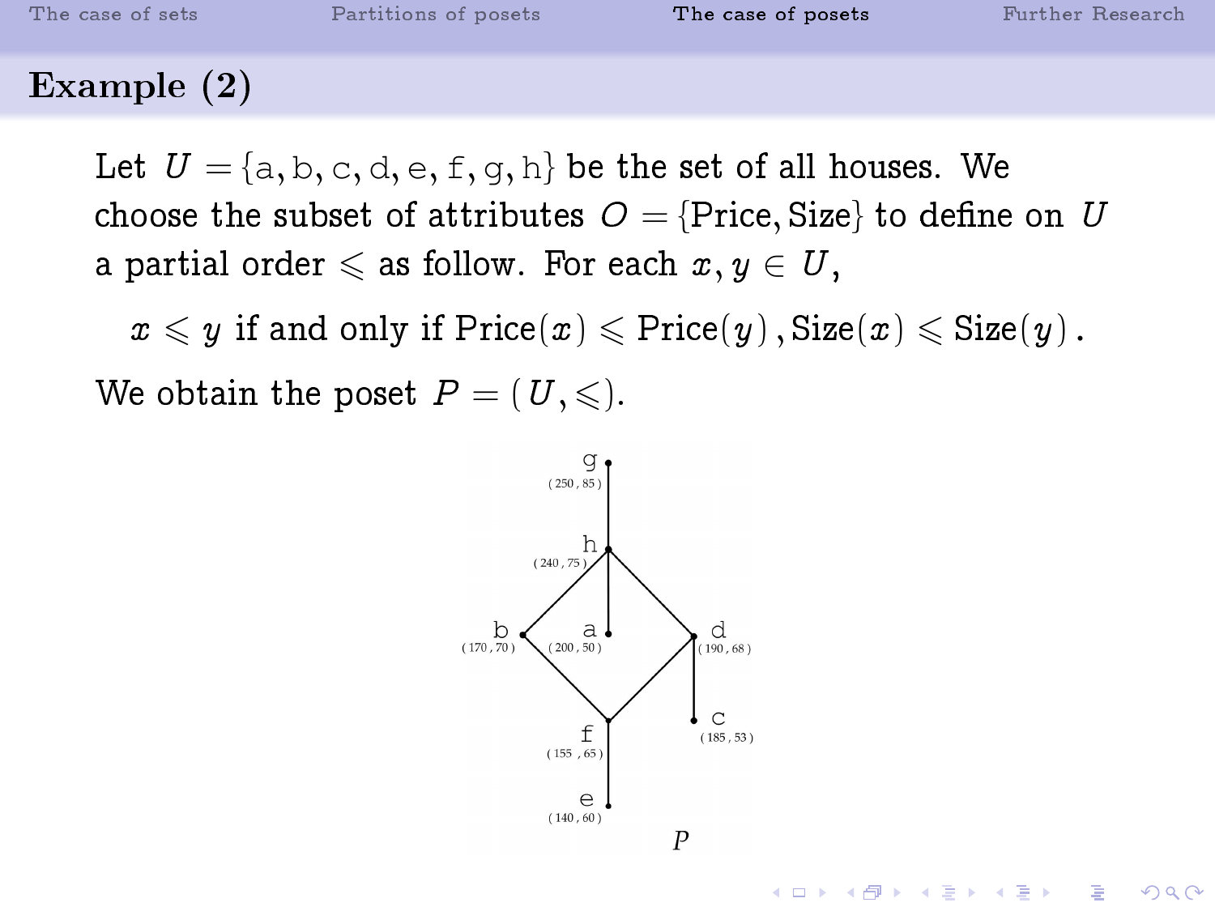## Example (2)

Let $U = \{\mathrm{a}, \mathrm{b}, \mathrm{c}, \mathrm{d}, \mathrm{e}, \mathrm{f}, \mathrm{g}, \mathrm{h}\}$ be the set of all houses. We choose the subset of attributes $O = \{\text{Price}, \text{Size}\}$ to define on $U$ a partial order $\leqslant$ as follow. For each $x, y \in U$,

$$x \leqslant y \text{ if and only if } \text{Price}(x) \leqslant \text{Price}(y)\,, \text{Size}(x) \leqslant \text{Size}(y)\,.$$

We obtain the poset $P = (U, \leqslant)$.

g (250, 85)

h (240, 75)

b (170, 70) a (200, 50) d (190, 68)

f (155, 65) c (185, 53)

e (140, 60)

$P$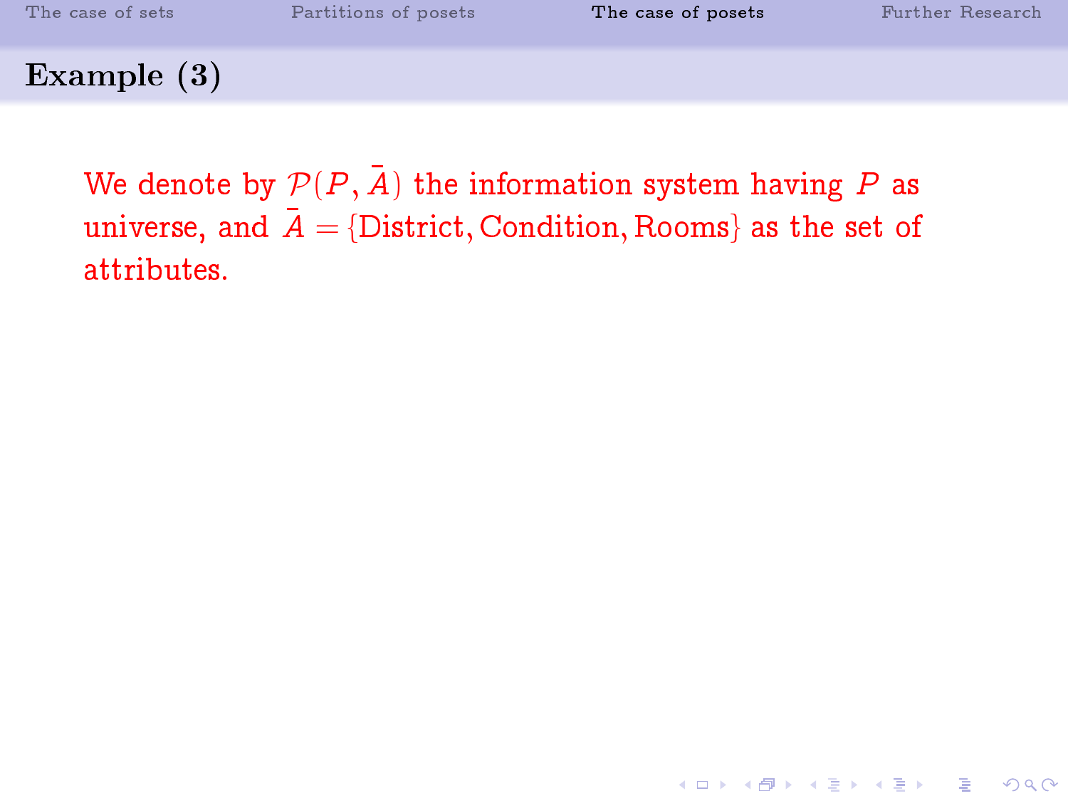## Example (3)

We denote by $\mathcal{P}(P, \bar{A})$ the information system having $P$ as universe, and $\bar{A} = \{\text{District}, \text{Condition}, \text{Rooms}\}$ as the set of attributes.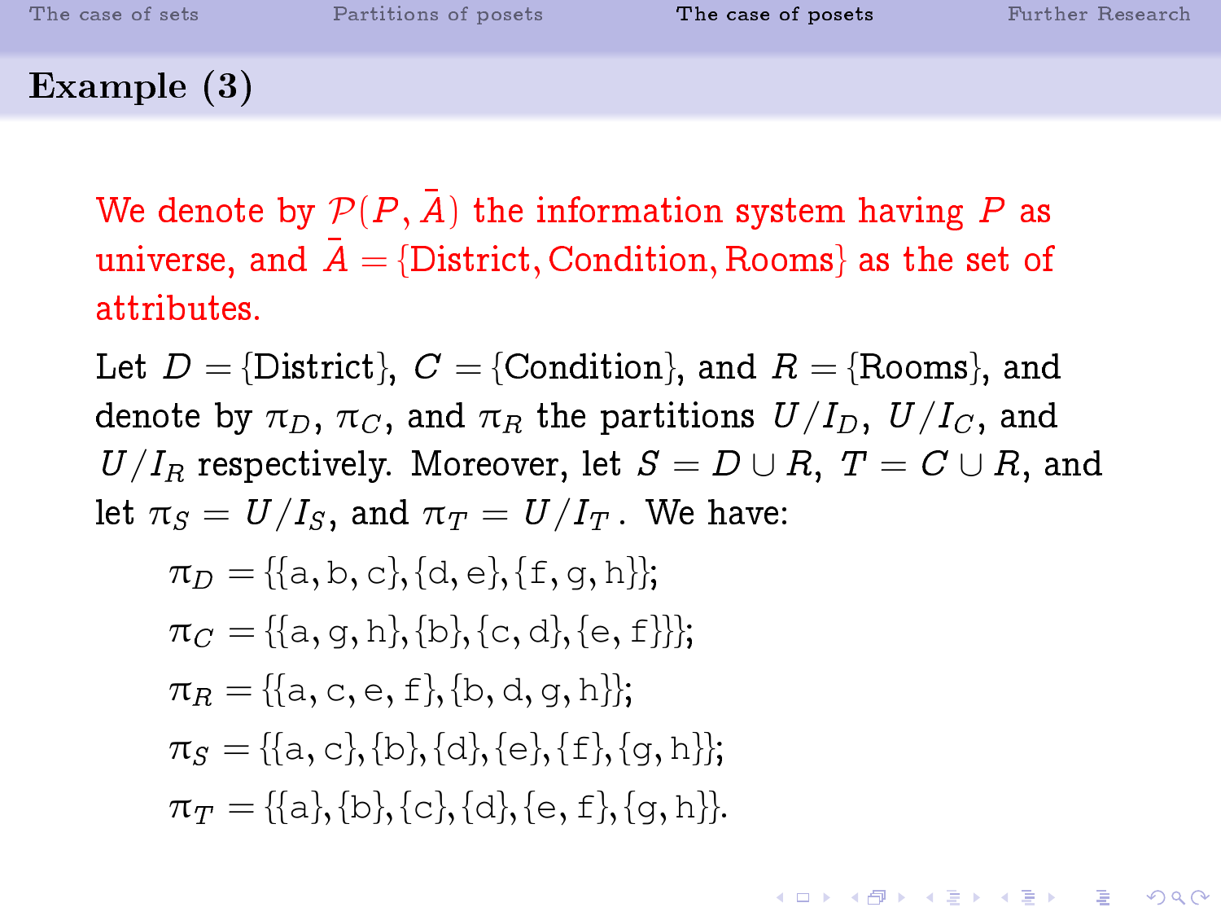## Example (3)

We denote by $\mathcal{P}(P, \bar{A})$ the information system having $P$ as universe, and $\bar{A} = \{\text{District}, \text{Condition}, \text{Rooms}\}$ as the set of attributes.

Let $D = \{\text{District}\}$, $C = \{\text{Condition}\}$, and $R = \{\text{Rooms}\}$, and denote by $\pi_D$, $\pi_C$, and $\pi_R$ the partitions $U/I_D$, $U/I_C$, and $U/I_R$ respectively. Moreover, let $S = D \cup R$, $T = C \cup R$, and let $\pi_S = U/I_S$, and $\pi_T = U/I_T$. We have:

$$\pi_D = \{\{a, b, c\}, \{d, e\}, \{f, g, h\}\};$$

$$\pi_C = \{\{a, g, h\}, \{b\}, \{c, d\}, \{e, f\}\}\};$$

$$\pi_R = \{\{a, c, e, f\}, \{b, d, g, h\}\};$$

$$\pi_S = \{\{a, c\}, \{b\}, \{d\}, \{e\}, \{f\}, \{g, h\}\};$$

$$\pi_T = \{\{a\}, \{b\}, \{c\}, \{d\}, \{e, f\}, \{g, h\}\}.$$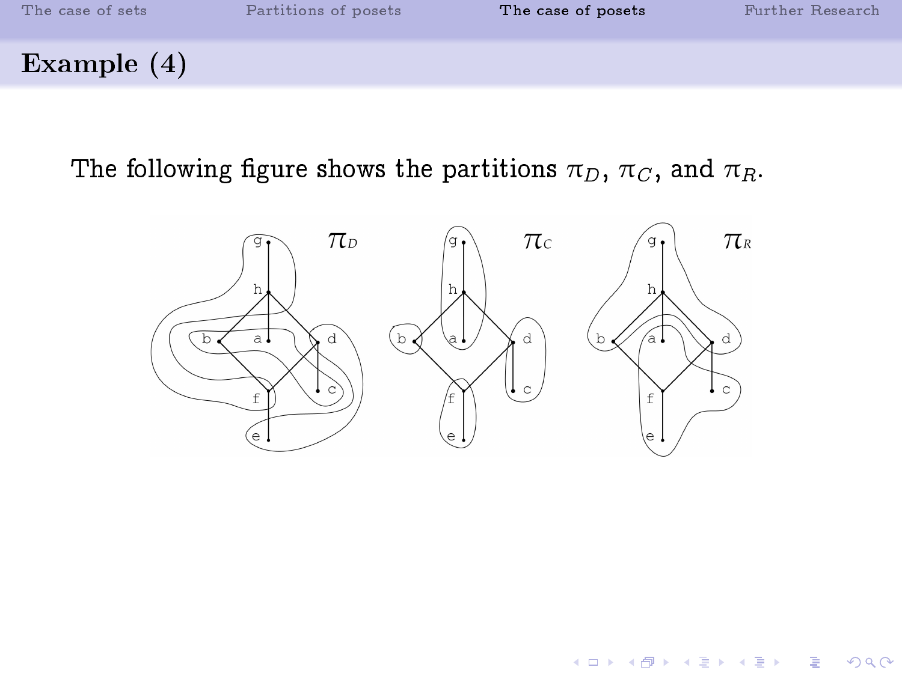## Example (4)

The following figure shows the partitions $\pi_D$, $\pi_C$, and $\pi_R$.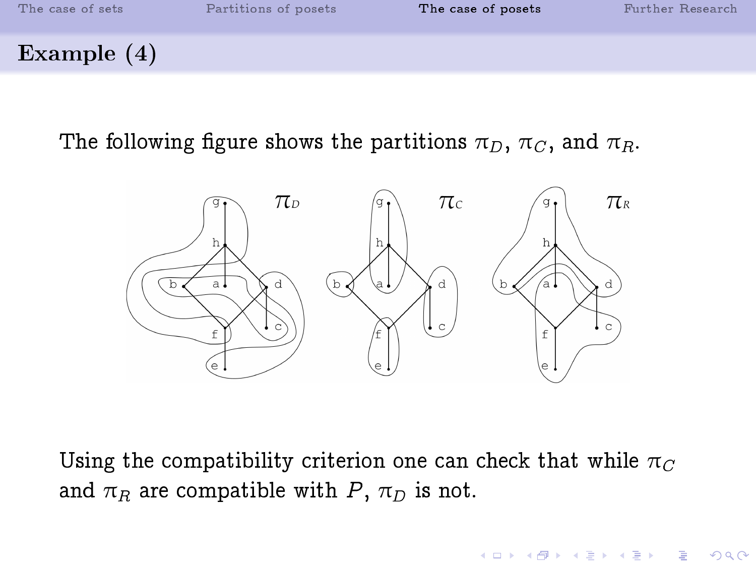## Example (4)

The following figure shows the partitions $\pi_D$, $\pi_C$, and $\pi_R$.

Using the compatibility criterion one can check that while $\pi_C$ and $\pi_R$ are compatible with $P$, $\pi_D$ is not.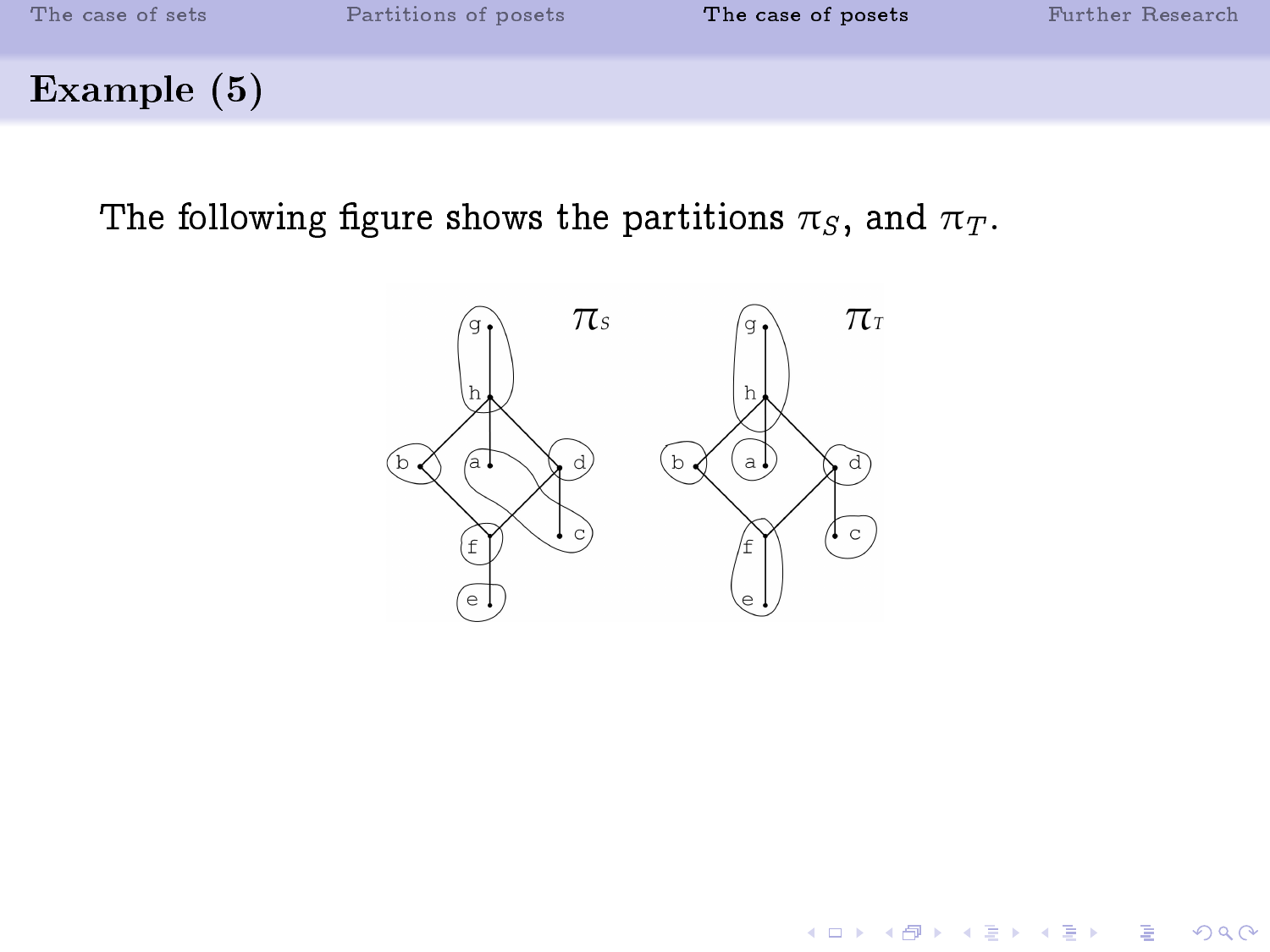## Example (5)

The following figure shows the partitions $\pi_S$, and $\pi_T$.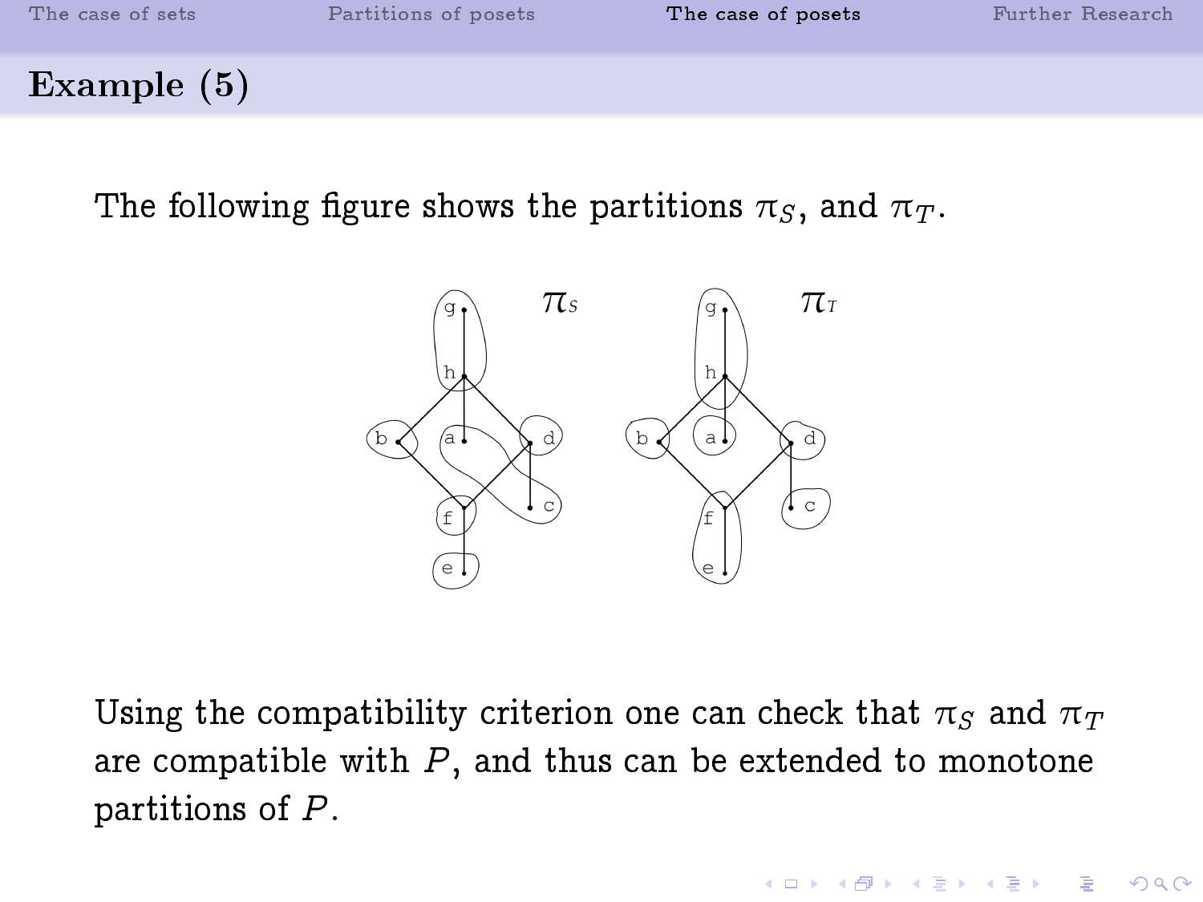## Example (5)

The following figure shows the partitions $\pi_S$, and $\pi_T$.

Using the compatibility criterion one can check that $\pi_S$ and $\pi_T$ are compatible with $P$, and thus can be extended to monotone partitions of $P$.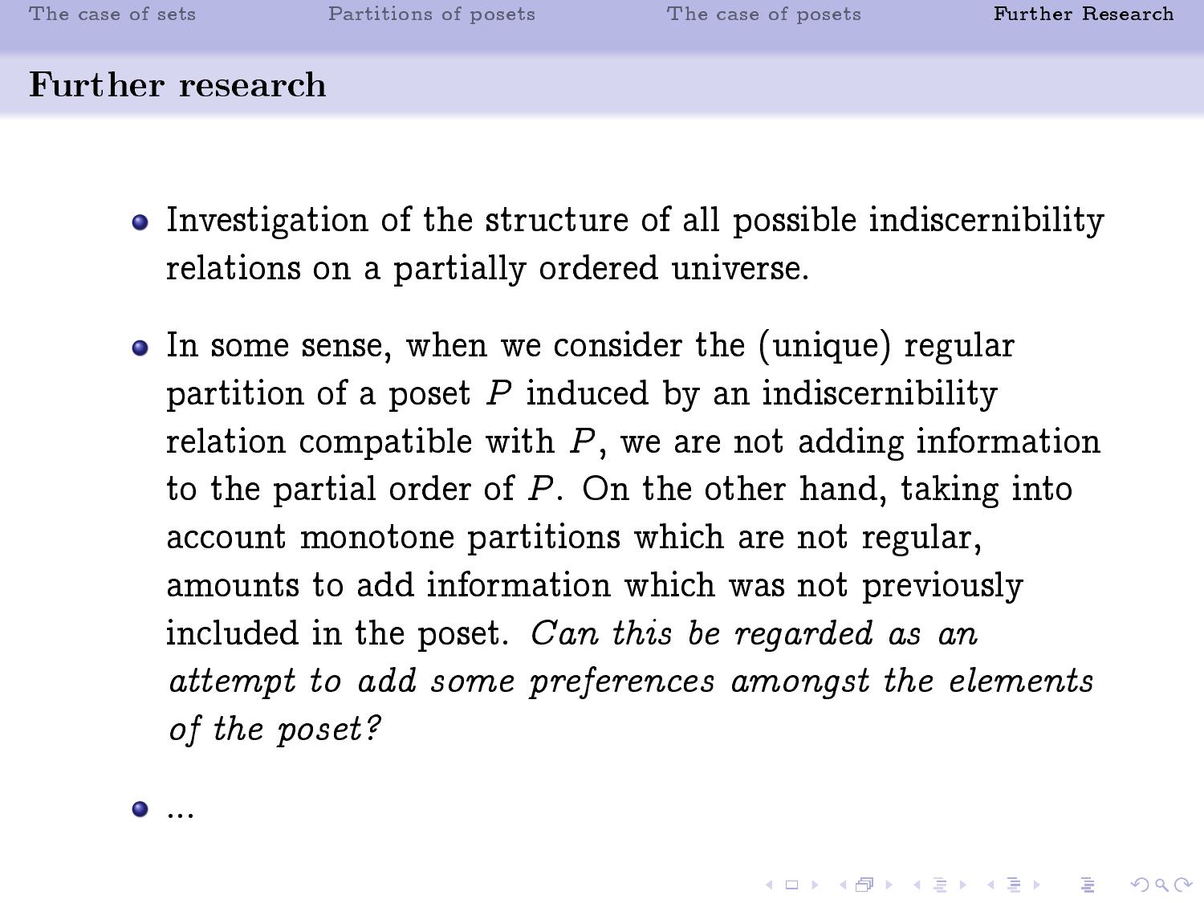## Further research

- Investigation of the structure of all possible indiscernibility relations on a partially ordered universe.
- In some sense, when we consider the (unique) regular partition of a poset $P$ induced by an indiscernibility relation compatible with $P$, we are not adding information to the partial order of $P$. On the other hand, taking into account monotone partitions which are not regular, amounts to add information which was not previously included in the poset. *Can this be regarded as an attempt to add some preferences amongst the elements of the poset?*
- ...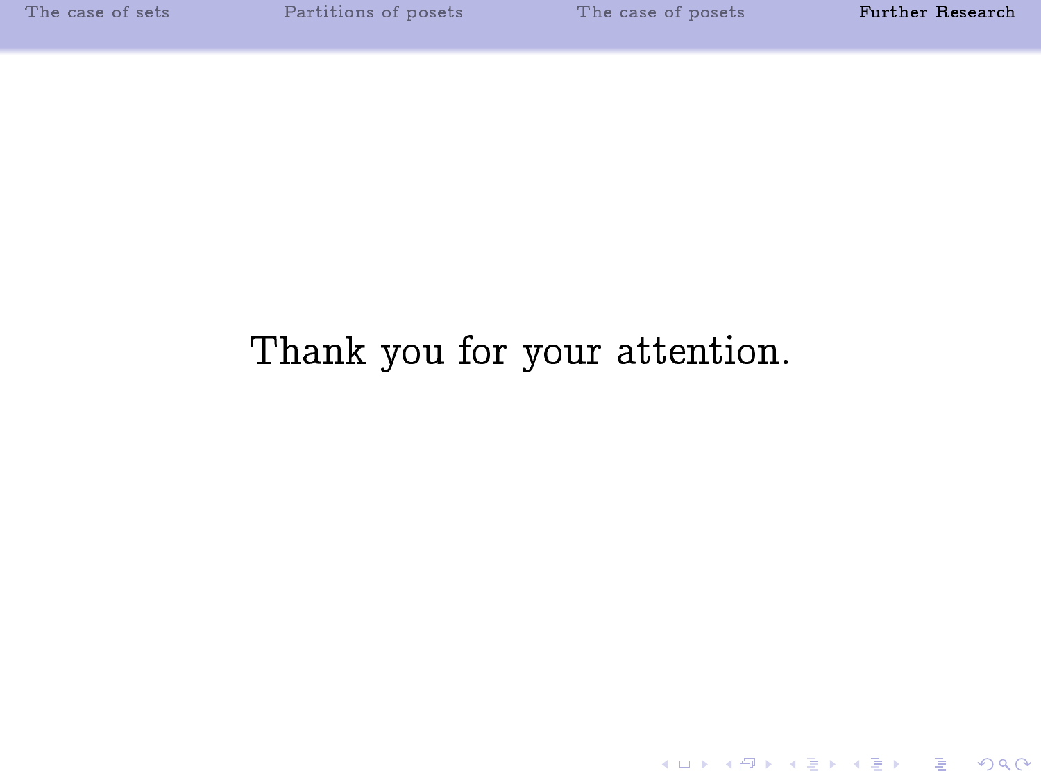Thank you for your attention.